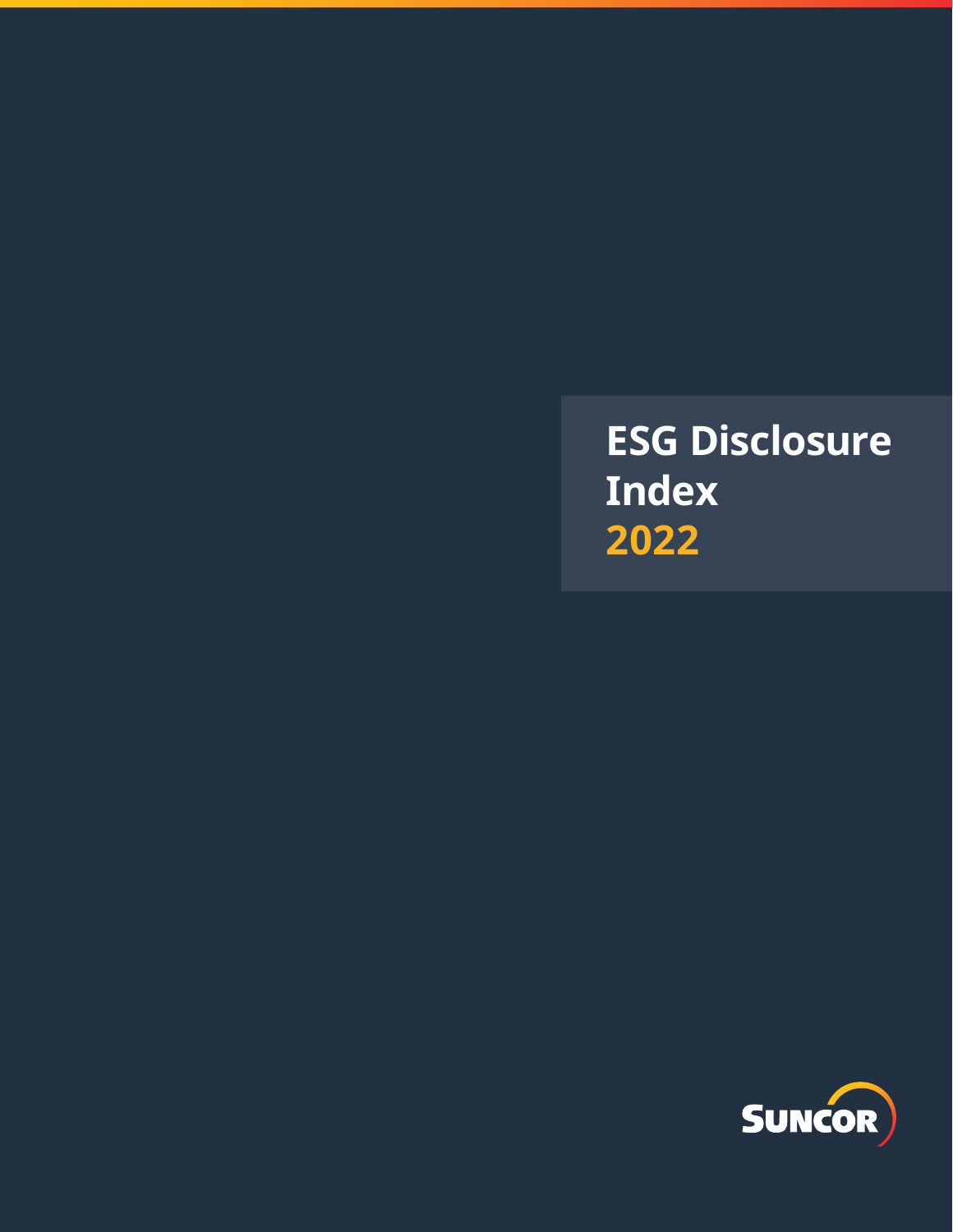# ESG Disclosure Index 2022

SUNCOR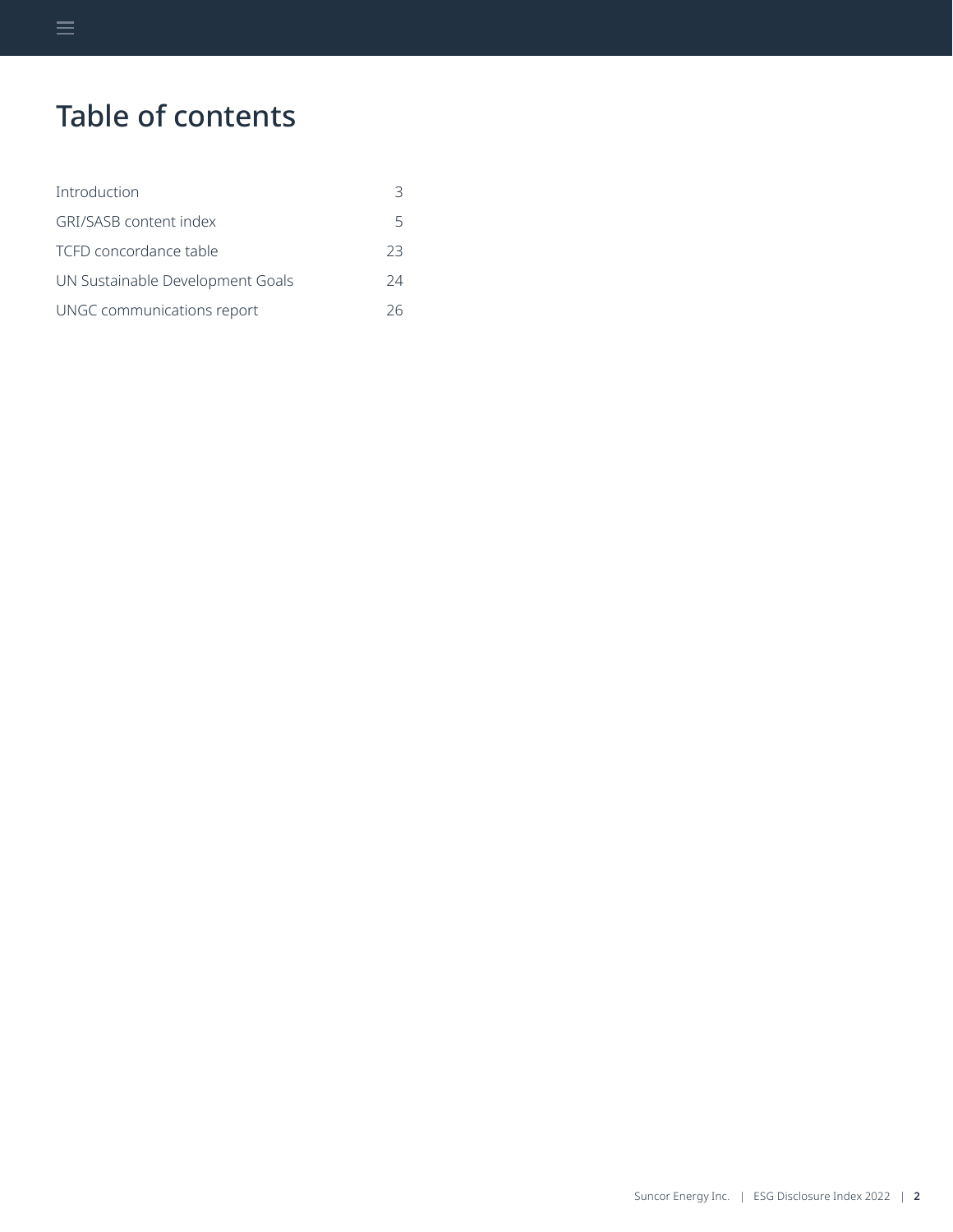# Table of contents

| | |
|---|---|
| Introduction | 3 |
| GRI/SASB content index | 5 |
| TCFD concordance table | 23 |
| UN Sustainable Development Goals | 24 |
| UNGC communications report | 26 |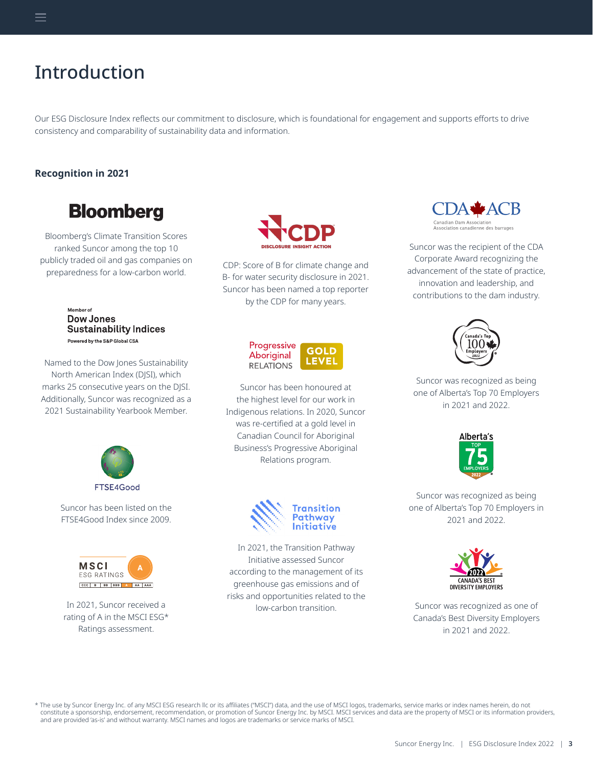# Introduction

Our ESG Disclosure Index reflects our commitment to disclosure, which is foundational for engagement and supports efforts to drive consistency and comparability of sustainability data and information.

**Recognition in 2021**

Bloomberg's Climate Transition Scores ranked Suncor among the top 10 publicly traded oil and gas companies on preparedness for a low-carbon world.

Named to the Dow Jones Sustainability North American Index (DJSI), which marks 25 consecutive years on the DJSI. Additionally, Suncor was recognized as a 2021 Sustainability Yearbook Member.

Suncor has been listed on the FTSE4Good Index since 2009.

In 2021, Suncor received a rating of A in the MSCI ESG* Ratings assessment.

CDP: Score of B for climate change and B- for water security disclosure in 2021. Suncor has been named a top reporter by the CDP for many years.

Suncor has been honoured at the highest level for our work in Indigenous relations. In 2020, Suncor was re-certified at a gold level in Canadian Council for Aboriginal Business's Progressive Aboriginal Relations program.

In 2021, the Transition Pathway Initiative assessed Suncor according to the management of its greenhouse gas emissions and of risks and opportunities related to the low-carbon transition.

Suncor was the recipient of the CDA Corporate Award recognizing the advancement of the state of practice, innovation and leadership, and contributions to the dam industry.

Suncor was recognized as being one of Alberta's Top 70 Employers in 2021 and 2022.

Suncor was recognized as being one of Alberta's Top 70 Employers in 2021 and 2022.

Suncor was recognized as one of Canada's Best Diversity Employers in 2021 and 2022.

\* The use by Suncor Energy Inc. of any MSCI ESG research llc or its affiliates ("MSCI") data, and the use of MSCI logos, trademarks, service marks or index names herein, do not constitute a sponsorship, endorsement, recommendation, or promotion of Suncor Energy Inc. by MSCI. MSCI services and data are the property of MSCI or its information providers, and are provided 'as-is' and without warranty. MSCI names and logos are trademarks or service marks of MSCI.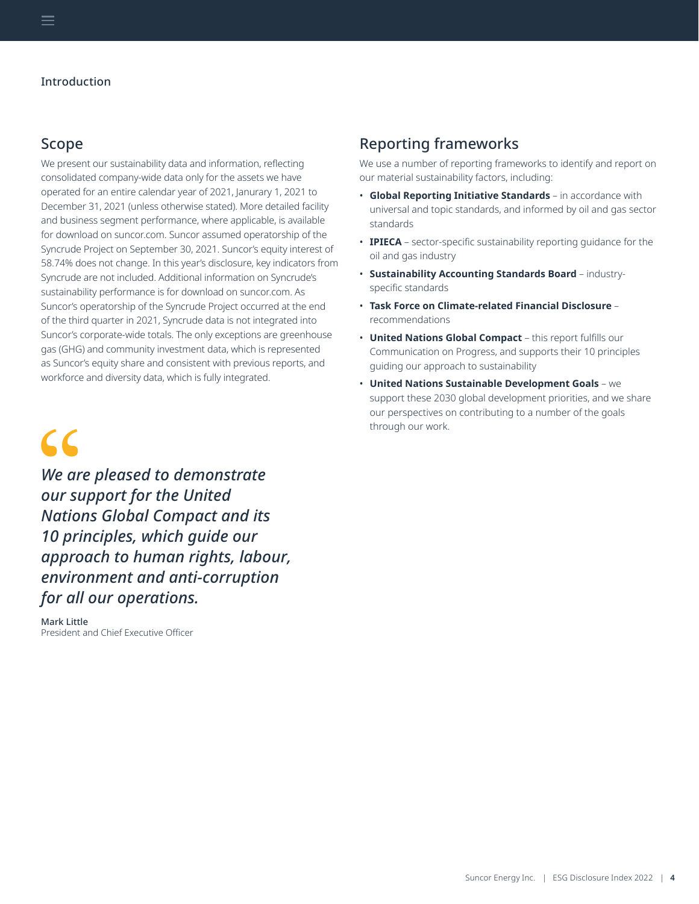Introduction

## Scope

We present our sustainability data and information, reflecting consolidated company-wide data only for the assets we have operated for an entire calendar year of 2021, Janurary 1, 2021 to December 31, 2021 (unless otherwise stated). More detailed facility and business segment performance, where applicable, is available for download on suncor.com. Suncor assumed operatorship of the Syncrude Project on September 30, 2021. Suncor's equity interest of 58.74% does not change. In this year's disclosure, key indicators from Syncrude are not included. Additional information on Syncrude's sustainability performance is for download on suncor.com. As Suncor's operatorship of the Syncrude Project occurred at the end of the third quarter in 2021, Syncrude data is not integrated into Suncor's corporate-wide totals. The only exceptions are greenhouse gas (GHG) and community investment data, which is represented as Suncor's equity share and consistent with previous reports, and workforce and diversity data, which is fully integrated.

> *We are pleased to demonstrate our support for the United Nations Global Compact and its 10 principles, which guide our approach to human rights, labour, environment and anti-corruption for all our operations.*
>
> Mark Little
> President and Chief Executive Officer

## Reporting frameworks

We use a number of reporting frameworks to identify and report on our material sustainability factors, including:

- **Global Reporting Initiative Standards** – in accordance with universal and topic standards, and informed by oil and gas sector standards
- **IPIECA** – sector-specific sustainability reporting guidance for the oil and gas industry
- **Sustainability Accounting Standards Board** – industry-specific standards
- **Task Force on Climate-related Financial Disclosure** – recommendations
- **United Nations Global Compact** – this report fulfills our Communication on Progress, and supports their 10 principles guiding our approach to sustainability
- **United Nations Sustainable Development Goals** – we support these 2030 global development priorities, and we share our perspectives on contributing to a number of the goals through our work.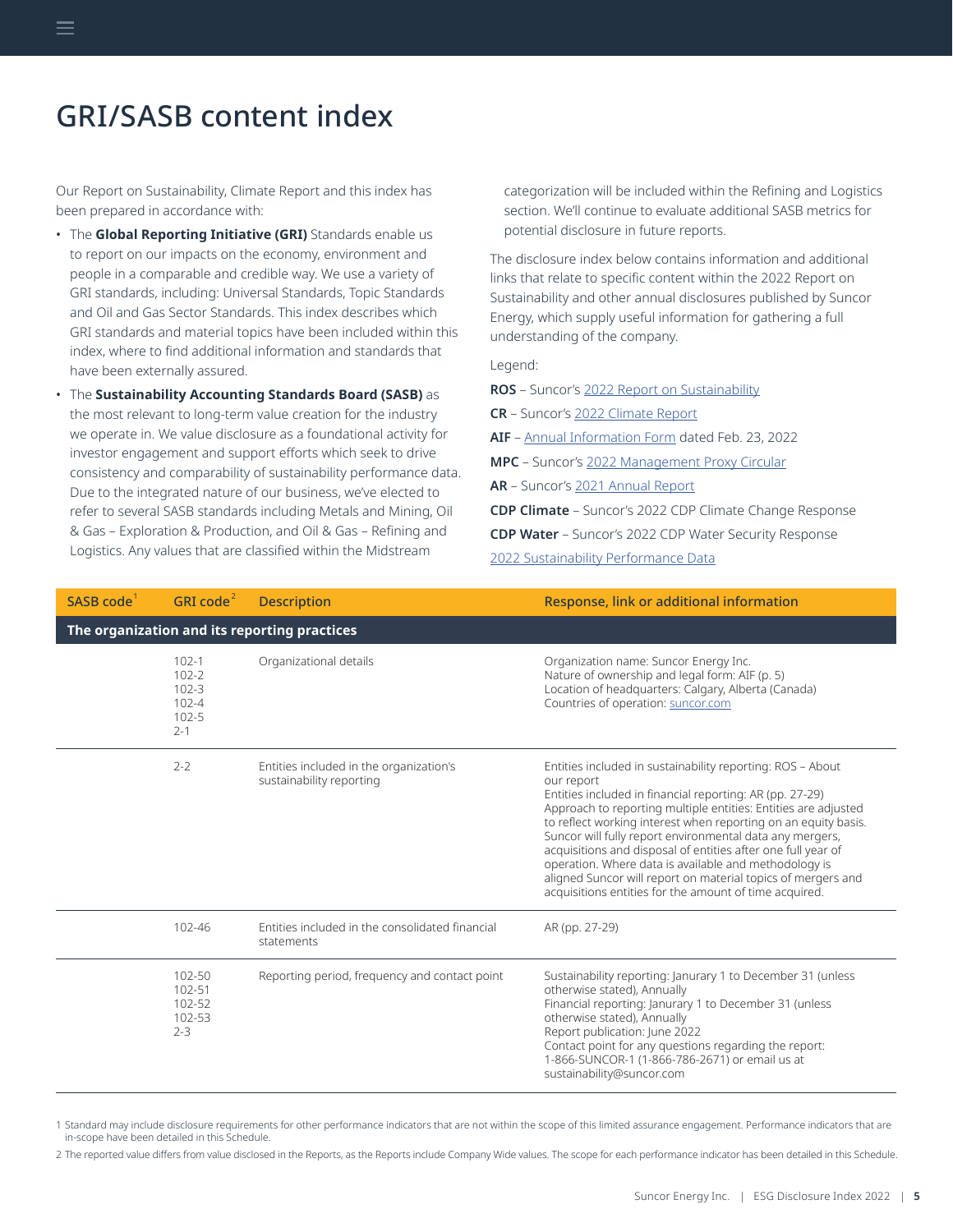# GRI/SASB content index

Our Report on Sustainability, Climate Report and this index has been prepared in accordance with:

- The **Global Reporting Initiative (GRI)** Standards enable us to report on our impacts on the economy, environment and people in a comparable and credible way. We use a variety of GRI standards, including: Universal Standards, Topic Standards and Oil and Gas Sector Standards. This index describes which GRI standards and material topics have been included within this index, where to find additional information and standards that have been externally assured.
- The **Sustainability Accounting Standards Board (SASB)** as the most relevant to long-term value creation for the industry we operate in. We value disclosure as a foundational activity for investor engagement and support efforts which seek to drive consistency and comparability of sustainability performance data. Due to the integrated nature of our business, we've elected to refer to several SASB standards including Metals and Mining, Oil & Gas – Exploration & Production, and Oil & Gas – Refining and Logistics. Any values that are classified within the Midstream categorization will be included within the Refining and Logistics section. We'll continue to evaluate additional SASB metrics for potential disclosure in future reports.

The disclosure index below contains information and additional links that relate to specific content within the 2022 Report on Sustainability and other annual disclosures published by Suncor Energy, which supply useful information for gathering a full understanding of the company.

Legend:

**ROS** – Suncor's 2022 Report on Sustainability

**CR** – Suncor's 2022 Climate Report

**AIF** – Annual Information Form dated Feb. 23, 2022

**MPC** – Suncor's 2022 Management Proxy Circular

**AR** – Suncor's 2021 Annual Report

**CDP Climate** – Suncor's 2022 CDP Climate Change Response

**CDP Water** – Suncor's 2022 CDP Water Security Response

2022 Sustainability Performance Data

| SASB code[1] | GRI code[2] | Description | Response, link or additional information |
|---|---|---|---|
| **The organization and its reporting practices** | | | |
| | 102-1<br>102-2<br>102-3<br>102-4<br>102-5<br>2-1 | Organizational details | Organization name: Suncor Energy Inc.<br>Nature of ownership and legal form: AIF (p. 5)<br>Location of headquarters: Calgary, Alberta (Canada)<br>Countries of operation: suncor.com |
| | 2-2 | Entities included in the organization's sustainability reporting | Entities included in sustainability reporting: ROS – About our report<br>Entities included in financial reporting: AR (pp. 27-29)<br>Approach to reporting multiple entities: Entities are adjusted to reflect working interest when reporting on an equity basis. Suncor will fully report environmental data any mergers, acquisitions and disposal of entities after one full year of operation. Where data is available and methodology is aligned Suncor will report on material topics of mergers and acquisitions entities for the amount of time acquired. |
| | 102-46 | Entities included in the consolidated financial statements | AR (pp. 27-29) |
| | 102-50<br>102-51<br>102-52<br>102-53<br>2-3 | Reporting period, frequency and contact point | Sustainability reporting: Janurary 1 to December 31 (unless otherwise stated), Annually<br>Financial reporting: Janurary 1 to December 31 (unless otherwise stated), Annually<br>Report publication: June 2022<br>Contact point for any questions regarding the report: 1-866-SUNCOR-1 (1-866-786-2671) or email us at sustainability@suncor.com |

1 Standard may include disclosure requirements for other performance indicators that are not within the scope of this limited assurance engagement. Performance indicators that are in-scope have been detailed in this Schedule.

2 The reported value differs from value disclosed in the Reports, as the Reports include Company Wide values. The scope for each performance indicator has been detailed in this Schedule.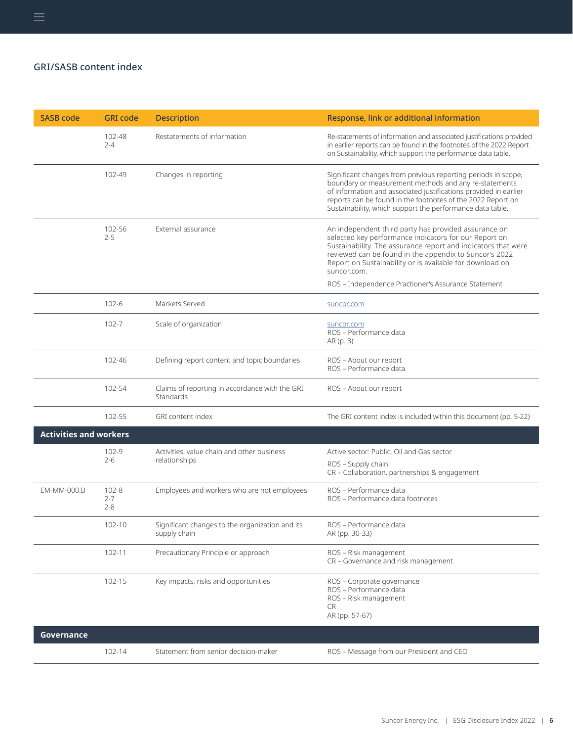## GRI/SASB content index

| SASB code | GRI code | Description | Response, link or additional information |
|---|---|---|---|
| | 102-48<br>2-4 | Restatements of information | Re-statements of information and associated justifications provided in earlier reports can be found in the footnotes of the 2022 Report on Sustainability, which support the performance data table. |
| | 102-49 | Changes in reporting | Significant changes from previous reporting periods in scope, boundary or measurement methods and any re-statements of information and associated justifications provided in earlier reports can be found in the footnotes of the 2022 Report on Sustainability, which support the performance data table. |
| | 102-56<br>2-5 | External assurance | An independent third party has provided assurance on selected key performance indicators for our Report on Sustainability. The assurance report and indicators that were reviewed can be found in the appendix to Suncor's 2022 Report on Sustainability or is available for download on suncor.com.<br><br>ROS – Independence Practioner's Assurance Statement |
| | 102-6 | Markets Served | suncor.com |
| | 102-7 | Scale of organization | suncor.com<br>ROS – Performance data<br>AR (p. 3) |
| | 102-46 | Defining report content and topic boundaries | ROS – About our report<br>ROS – Performance data |
| | 102-54 | Claims of reporting in accordance with the GRI Standards | ROS – About our report |
| | 102-55 | GRI content index | The GRI content index is included within this document (pp. 5-22) |
| **Activities and workers** | | | |
| | 102-9<br>2-6 | Activities, value chain and other business relationships | Active sector: Public, Oil and Gas sector<br><br>ROS – Supply chain<br>CR – Collaboration, partnerships & engagement |
| EM-MM-000.B | 102-8<br>2-7<br>2-8 | Employees and workers who are not employees | ROS – Performance data<br>ROS – Performance data footnotes |
| | 102-10 | Significant changes to the organization and its supply chain | ROS – Performance data<br>AR (pp. 30-33) |
| | 102-11 | Precautionary Principle or approach | ROS – Risk management<br>CR – Governance and risk management |
| | 102-15 | Key impacts, risks and opportunities | ROS – Corporate governance<br>ROS – Performance data<br>ROS – Risk management<br>CR<br>AR (pp. 57-67) |
| **Governance** | | | |
| | 102-14 | Statement from senior decision-maker | ROS – Message from our President and CEO |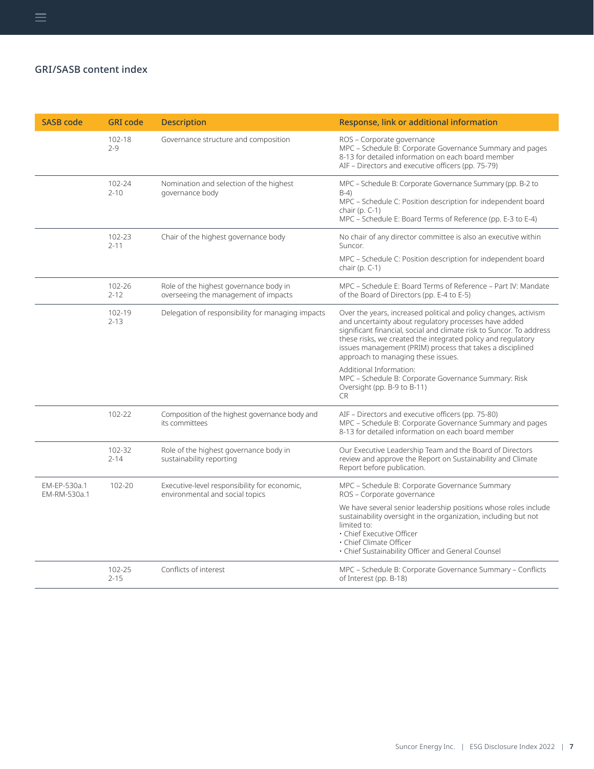## GRI/SASB content index

| SASB code | GRI code | Description | Response, link or additional information |
|---|---|---|---|
| | 102-18<br>2-9 | Governance structure and composition | ROS – Corporate governance<br>MPC – Schedule B: Corporate Governance Summary and pages 8-13 for detailed information on each board member<br>AIF – Directors and executive officers (pp. 75-79) |
| | 102-24<br>2-10 | Nomination and selection of the highest governance body | MPC – Schedule B: Corporate Governance Summary (pp. B-2 to B-4)<br>MPC – Schedule C: Position description for independent board chair (p. C-1)<br>MPC – Schedule E: Board Terms of Reference (pp. E-3 to E-4) |
| | 102-23<br>2-11 | Chair of the highest governance body | No chair of any director committee is also an executive within Suncor.<br><br>MPC – Schedule C: Position description for independent board chair (p. C-1) |
| | 102-26<br>2-12 | Role of the highest governance body in overseeing the management of impacts | MPC – Schedule E: Board Terms of Reference – Part IV: Mandate of the Board of Directors (pp. E-4 to E-5) |
| | 102-19<br>2-13 | Delegation of responsibility for managing impacts | Over the years, increased political and policy changes, activism and uncertainty about regulatory processes have added significant financial, social and climate risk to Suncor. To address these risks, we created the integrated policy and regulatory issues management (PRIM) process that takes a disciplined approach to managing these issues.<br><br>Additional Information:<br>MPC – Schedule B: Corporate Governance Summary: Risk Oversight (pp. B-9 to B-11)<br>CR |
| | 102-22 | Composition of the highest governance body and its committees | AIF – Directors and executive officers (pp. 75-80)<br>MPC – Schedule B: Corporate Governance Summary and pages 8-13 for detailed information on each board member |
| | 102-32<br>2-14 | Role of the highest governance body in sustainability reporting | Our Executive Leadership Team and the Board of Directors review and approve the Report on Sustainability and Climate Report before publication. |
| EM-EP-530a.1<br>EM-RM-530a.1 | 102-20 | Executive-level responsibility for economic, environmental and social topics | MPC – Schedule B: Corporate Governance Summary<br>ROS – Corporate governance<br><br>We have several senior leadership positions whose roles include sustainability oversight in the organization, including but not limited to:<br>• Chief Executive Officer<br>• Chief Climate Officer<br>• Chief Sustainability Officer and General Counsel |
| | 102-25<br>2-15 | Conflicts of interest | MPC – Schedule B: Corporate Governance Summary – Conflicts of Interest (pp. B-18) |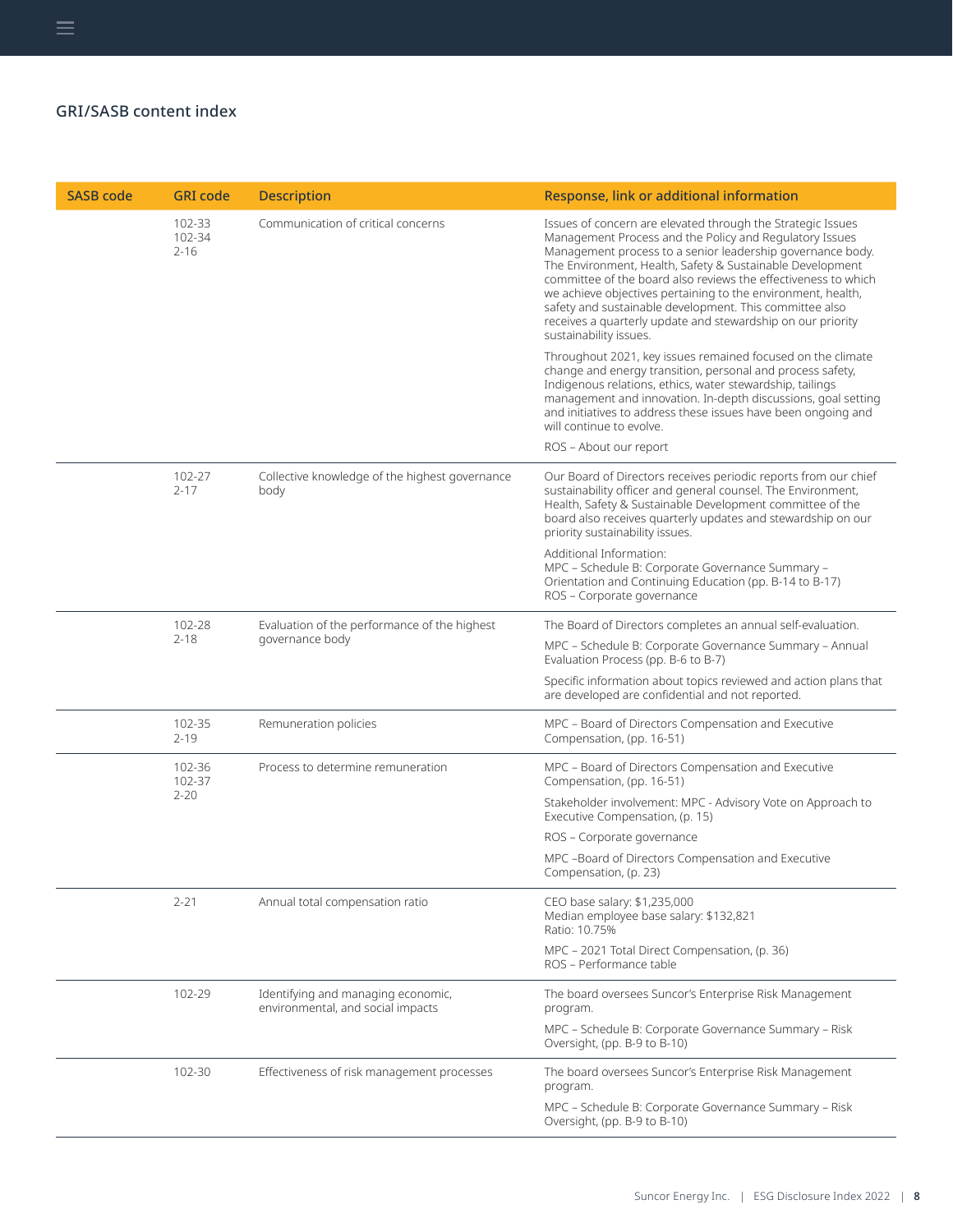## GRI/SASB content index

| SASB code | GRI code | Description | Response, link or additional information |
|---|---|---|---|
| | 102-33<br>102-34<br>2-16 | Communication of critical concerns | Issues of concern are elevated through the Strategic Issues Management Process and the Policy and Regulatory Issues Management process to a senior leadership governance body. The Environment, Health, Safety & Sustainable Development committee of the board also reviews the effectiveness to which we achieve objectives pertaining to the environment, health, safety and sustainable development. This committee also receives a quarterly update and stewardship on our priority sustainability issues.<br><br>Throughout 2021, key issues remained focused on the climate change and energy transition, personal and process safety, Indigenous relations, ethics, water stewardship, tailings management and innovation. In-depth discussions, goal setting and initiatives to address these issues have been ongoing and will continue to evolve.<br><br>ROS – About our report |
| | 102-27<br>2-17 | Collective knowledge of the highest governance body | Our Board of Directors receives periodic reports from our chief sustainability officer and general counsel. The Environment, Health, Safety & Sustainable Development committee of the board also receives quarterly updates and stewardship on our priority sustainability issues.<br><br>Additional Information:<br>MPC – Schedule B: Corporate Governance Summary – Orientation and Continuing Education (pp. B-14 to B-17)<br>ROS – Corporate governance |
| | 102-28<br>2-18 | Evaluation of the performance of the highest governance body | The Board of Directors completes an annual self-evaluation.<br><br>MPC – Schedule B: Corporate Governance Summary – Annual Evaluation Process (pp. B-6 to B-7)<br><br>Specific information about topics reviewed and action plans that are developed are confidential and not reported. |
| | 102-35<br>2-19 | Remuneration policies | MPC – Board of Directors Compensation and Executive Compensation, (pp. 16-51) |
| | 102-36<br>102-37<br>2-20 | Process to determine remuneration | MPC – Board of Directors Compensation and Executive Compensation, (pp. 16-51)<br><br>Stakeholder involvement: MPC - Advisory Vote on Approach to Executive Compensation, (p. 15)<br><br>ROS – Corporate governance<br><br>MPC –Board of Directors Compensation and Executive Compensation, (p. 23) |
| | 2-21 | Annual total compensation ratio | CEO base salary: $1,235,000<br>Median employee base salary: $132,821<br>Ratio: 10.75%<br><br>MPC – 2021 Total Direct Compensation, (p. 36)<br>ROS – Performance table |
| | 102-29 | Identifying and managing economic, environmental, and social impacts | The board oversees Suncor's Enterprise Risk Management program.<br><br>MPC – Schedule B: Corporate Governance Summary – Risk Oversight, (pp. B-9 to B-10) |
| | 102-30 | Effectiveness of risk management processes | The board oversees Suncor's Enterprise Risk Management program.<br><br>MPC – Schedule B: Corporate Governance Summary – Risk Oversight, (pp. B-9 to B-10) |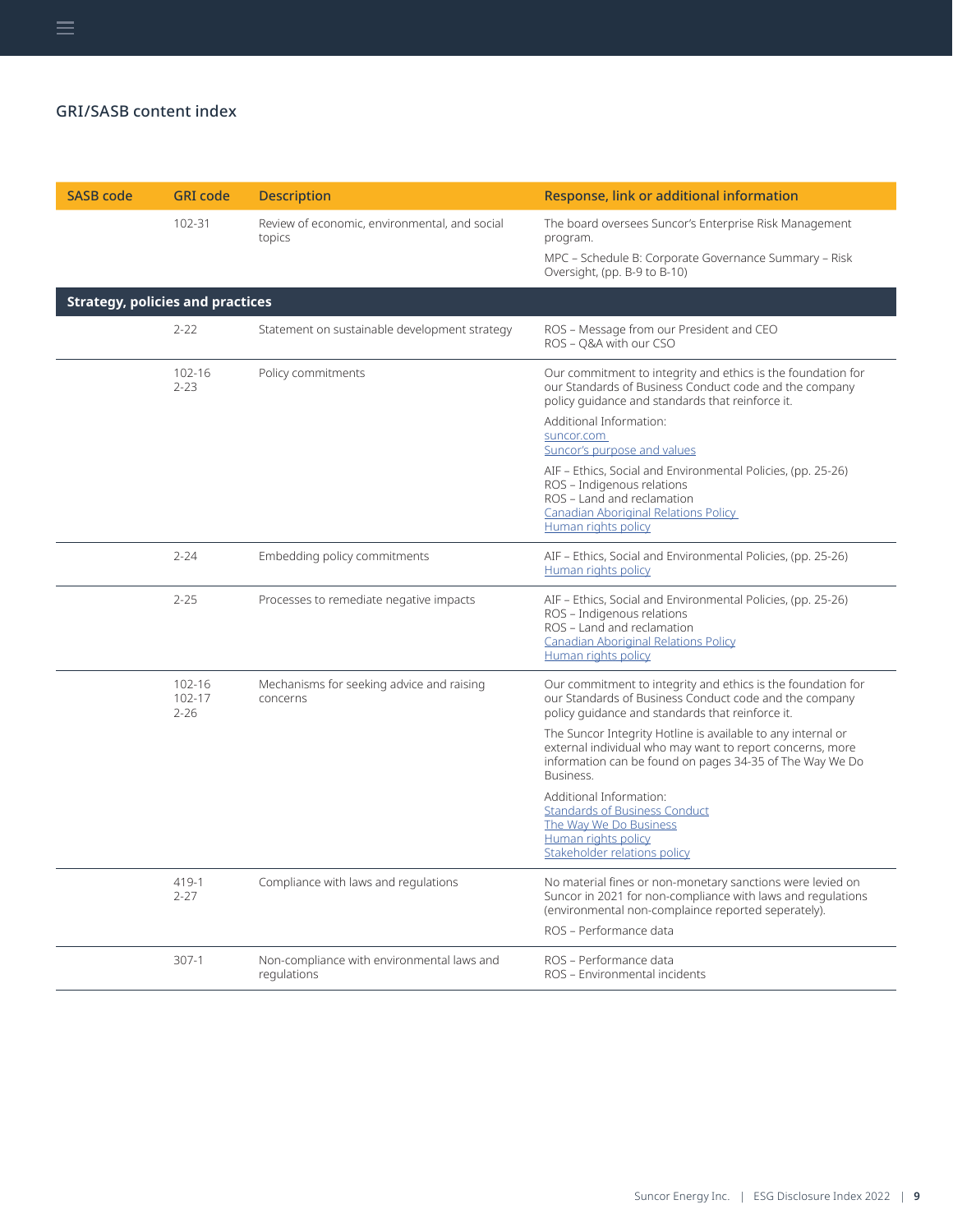## GRI/SASB content index

| SASB code | GRI code | Description | Response, link or additional information |
|---|---|---|---|
| | 102-31 | Review of economic, environmental, and social topics | The board oversees Suncor's Enterprise Risk Management program.<br><br>MPC – Schedule B: Corporate Governance Summary – Risk Oversight, (pp. B-9 to B-10) |
| **Strategy, policies and practices** | | | |
| | 2-22 | Statement on sustainable development strategy | ROS – Message from our President and CEO<br>ROS – Q&A with our CSO |
| | 102-16<br>2-23 | Policy commitments | Our commitment to integrity and ethics is the foundation for our Standards of Business Conduct code and the company policy guidance and standards that reinforce it.<br><br>Additional Information:<br>suncor.com<br>Suncor's purpose and values<br><br>AIF – Ethics, Social and Environmental Policies, (pp. 25-26)<br>ROS – Indigenous relations<br>ROS – Land and reclamation<br>Canadian Aboriginal Relations Policy<br>Human rights policy |
| | 2-24 | Embedding policy commitments | AIF – Ethics, Social and Environmental Policies, (pp. 25-26)<br>Human rights policy |
| | 2-25 | Processes to remediate negative impacts | AIF – Ethics, Social and Environmental Policies, (pp. 25-26)<br>ROS – Indigenous relations<br>ROS – Land and reclamation<br>Canadian Aboriginal Relations Policy<br>Human rights policy |
| | 102-16<br>102-17<br>2-26 | Mechanisms for seeking advice and raising concerns | Our commitment to integrity and ethics is the foundation for our Standards of Business Conduct code and the company policy guidance and standards that reinforce it.<br><br>The Suncor Integrity Hotline is available to any internal or external individual who may want to report concerns, more information can be found on pages 34-35 of The Way We Do Business.<br><br>Additional Information:<br>Standards of Business Conduct<br>The Way We Do Business<br>Human rights policy<br>Stakeholder relations policy |
| | 419-1<br>2-27 | Compliance with laws and regulations | No material fines or non-monetary sanctions were levied on Suncor in 2021 for non-compliance with laws and regulations (environmental non-complaince reported seperately).<br><br>ROS – Performance data |
| | 307-1 | Non-compliance with environmental laws and regulations | ROS – Performance data<br>ROS – Environmental incidents |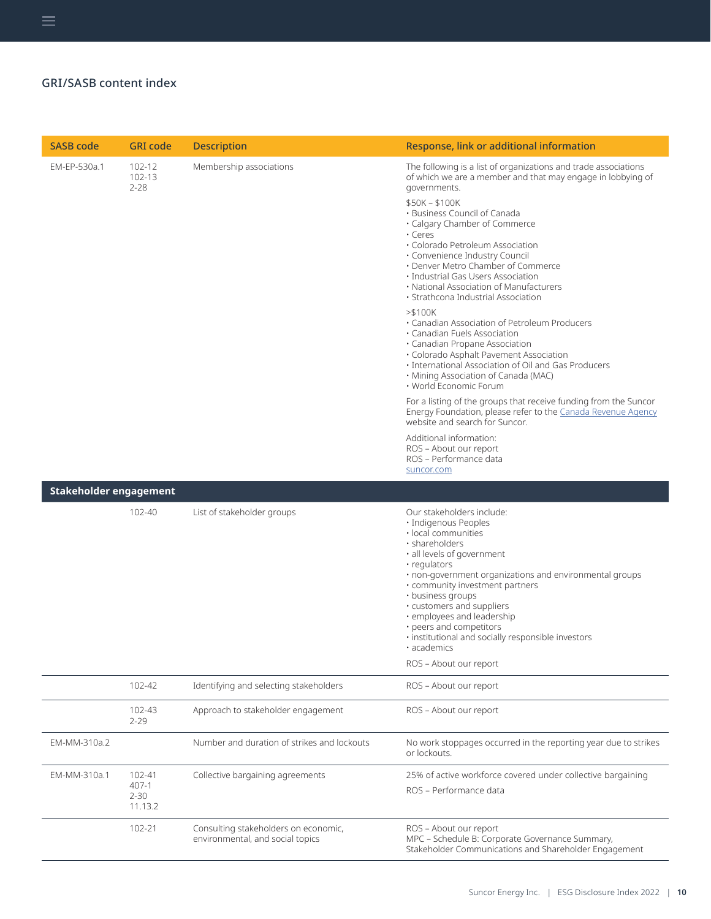## GRI/SASB content index

| SASB code | GRI code | Description | Response, link or additional information |
|---|---|---|---|
| EM-EP-530a.1 | 102-12<br>102-13<br>2-28 | Membership associations | The following is a list of organizations and trade associations of which we are a member and that may engage in lobbying of governments.<br><br>$50K – $100K<br>• Business Council of Canada<br>• Calgary Chamber of Commerce<br>• Ceres<br>• Colorado Petroleum Association<br>• Convenience Industry Council<br>• Denver Metro Chamber of Commerce<br>• Industrial Gas Users Association<br>• National Association of Manufacturers<br>• Strathcona Industrial Association<br><br>>$100K<br>• Canadian Association of Petroleum Producers<br>• Canadian Fuels Association<br>• Canadian Propane Association<br>• Colorado Asphalt Pavement Association<br>• International Association of Oil and Gas Producers<br>• Mining Association of Canada (MAC)<br>• World Economic Forum<br><br>For a listing of the groups that receive funding from the Suncor Energy Foundation, please refer to the Canada Revenue Agency website and search for Suncor.<br><br>Additional information:<br>ROS – About our report<br>ROS – Performance data<br>suncor.com |
| **Stakeholder engagement** | | | |
| | 102-40 | List of stakeholder groups | Our stakeholders include:<br>• Indigenous Peoples<br>• local communities<br>• shareholders<br>• all levels of government<br>• regulators<br>• non-government organizations and environmental groups<br>• community investment partners<br>• business groups<br>• customers and suppliers<br>• employees and leadership<br>• peers and competitors<br>• institutional and socially responsible investors<br>• academics<br><br>ROS – About our report |
| | 102-42 | Identifying and selecting stakeholders | ROS – About our report |
| | 102-43<br>2-29 | Approach to stakeholder engagement | ROS – About our report |
| EM-MM-310a.2 | | Number and duration of strikes and lockouts | No work stoppages occurred in the reporting year due to strikes or lockouts. |
| EM-MM-310a.1 | 102-41<br>407-1<br>2-30<br>11.13.2 | Collective bargaining agreements | 25% of active workforce covered under collective bargaining<br><br>ROS – Performance data |
| | 102-21 | Consulting stakeholders on economic, environmental, and social topics | ROS – About our report<br>MPC – Schedule B: Corporate Governance Summary, Stakeholder Communications and Shareholder Engagement |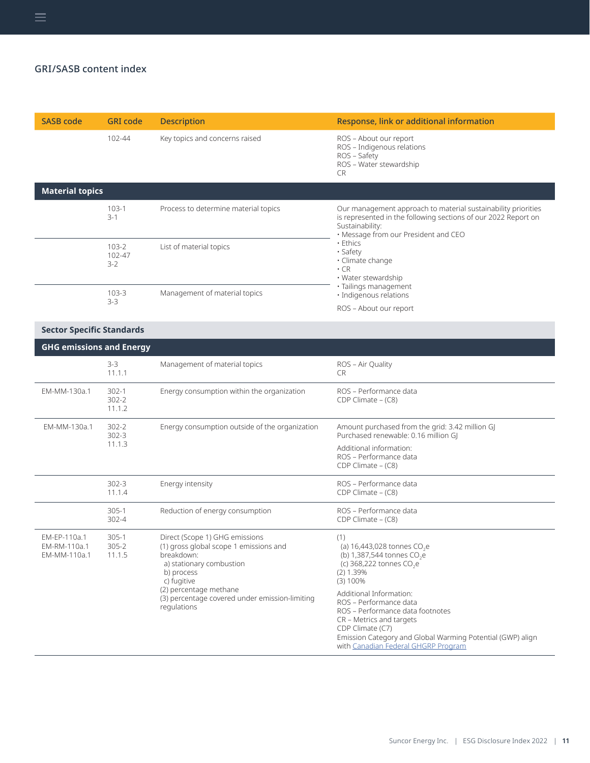## GRI/SASB content index

| SASB code | GRI code | Description | Response, link or additional information |
|---|---|---|---|
| | 102-44 | Key topics and concerns raised | ROS – About our report<br>ROS – Indigenous relations<br>ROS – Safety<br>ROS – Water stewardship<br>CR |
| **Material topics** | | | |
| | 103-1<br>3-1 | Process to determine material topics | Our management approach to material sustainability priorities is represented in the following sections of our 2022 Report on Sustainability:<br>• Message from our President and CEO<br>• Ethics<br>• Safety<br>• Climate change<br>• CR<br>• Water stewardship<br>• Tailings management<br>• Indigenous relations<br><br>ROS – About our report |
| | 103-2<br>102-47<br>3-2 | List of material topics | |
| | 103-3<br>3-3 | Management of material topics | |
| **Sector Specific Standards** | | | |
| **GHG emissions and Energy** | | | |
| | 3-3<br>11.1.1 | Management of material topics | ROS – Air Quality<br>CR |
| EM-MM-130a.1 | 302-1<br>302-2<br>11.1.2 | Energy consumption within the organization | ROS – Performance data<br>CDP Climate – (C8) |
| EM-MM-130a.1 | 302-2<br>302-3<br>11.1.3 | Energy consumption outside of the organization | Amount purchased from the grid: 3.42 million GJ<br>Purchased renewable: 0.16 million GJ<br><br>Additional information:<br>ROS – Performance data<br>CDP Climate – (C8) |
| | 302-3<br>11.1.4 | Energy intensity | ROS – Performance data<br>CDP Climate – (C8) |
| | 305-1<br>302-4 | Reduction of energy consumption | ROS – Performance data<br>CDP Climate – (C8) |
| EM-EP-110a.1<br>EM-RM-110a.1<br>EM-MM-110a.1 | 305-1<br>305-2<br>11.1.5 | Direct (Scope 1) GHG emissions<br>(1) gross global scope 1 emissions and breakdown:<br>a) stationary combustion<br>b) process<br>c) fugitive<br>(2) percentage methane<br>(3) percentage covered under emission-limiting regulations | (1)<br>(a) 16,443,028 tonnes $CO_2e$<br>(b) 1,387,544 tonnes $CO_2e$<br>(c) 368,222 tonnes $CO_2e$<br>(2) 1.39%<br>(3) 100%<br><br>Additional Information:<br>ROS – Performance data<br>ROS – Performance data footnotes<br>CR – Metrics and targets<br>CDP Climate (C7)<br>Emission Category and Global Warming Potential (GWP) align with Canadian Federal GHGRP Program |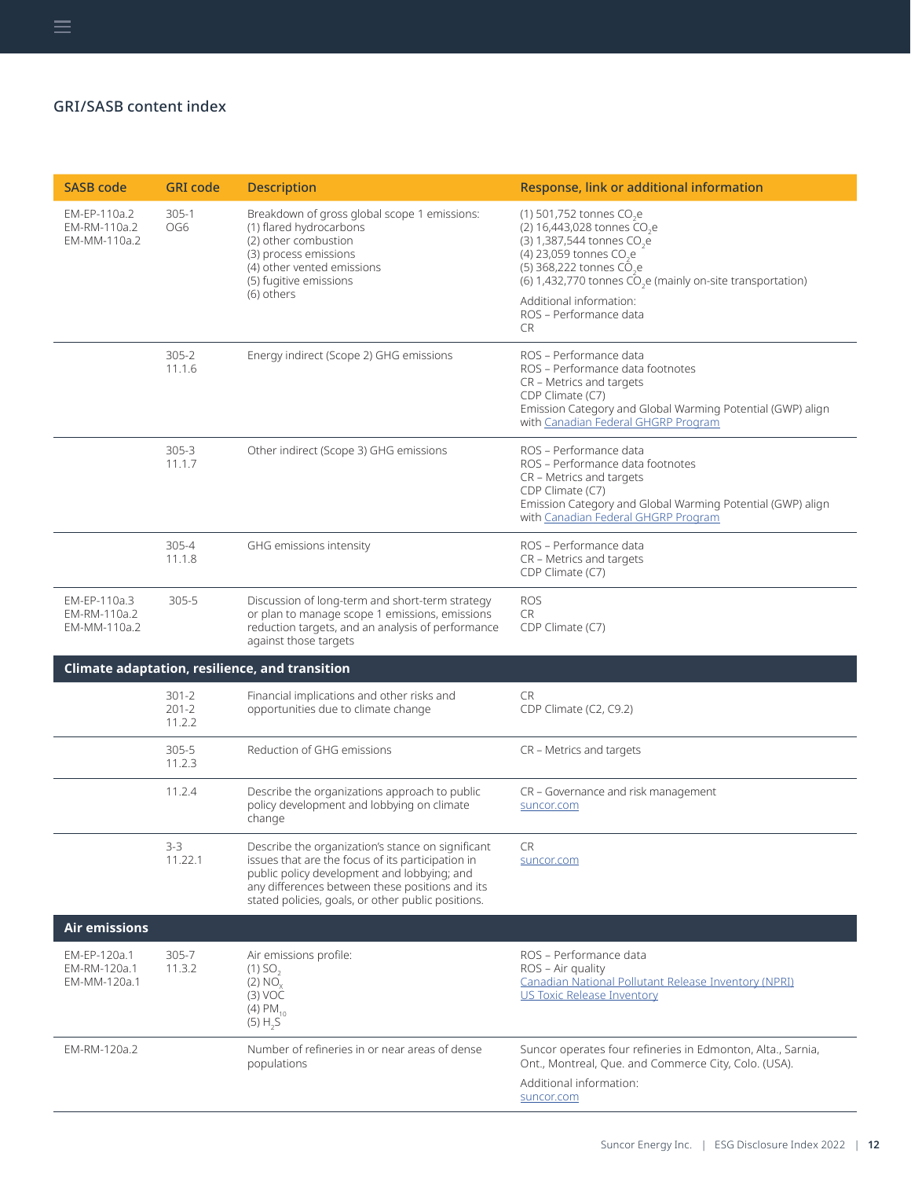## GRI/SASB content index

| SASB code | GRI code | Description | Response, link or additional information |
|---|---|---|---|
| EM-EP-110a.2<br>EM-RM-110a.2<br>EM-MM-110a.2 | 305-1<br>OG6 | Breakdown of gross global scope 1 emissions:<br>(1) flared hydrocarbons<br>(2) other combustion<br>(3) process emissions<br>(4) other vented emissions<br>(5) fugitive emissions<br>(6) others | (1) 501,752 tonnes $CO_2e$<br>(2) 16,443,028 tonnes $CO_2e$<br>(3) 1,387,544 tonnes $CO_2e$<br>(4) 23,059 tonnes $CO_2e$<br>(5) 368,222 tonnes $CO_2e$<br>(6) 1,432,770 tonnes $CO_2e$ (mainly on-site transportation)<br>Additional information:<br>ROS – Performance data<br>CR |
| | 305-2<br>11.1.6 | Energy indirect (Scope 2) GHG emissions | ROS – Performance data<br>ROS – Performance data footnotes<br>CR – Metrics and targets<br>CDP Climate (C7)<br>Emission Category and Global Warming Potential (GWP) align with [Canadian Federal GHGRP Program]() |
| | 305-3<br>11.1.7 | Other indirect (Scope 3) GHG emissions | ROS – Performance data<br>ROS – Performance data footnotes<br>CR – Metrics and targets<br>CDP Climate (C7)<br>Emission Category and Global Warming Potential (GWP) align with [Canadian Federal GHGRP Program]() |
| | 305-4<br>11.1.8 | GHG emissions intensity | ROS – Performance data<br>CR – Metrics and targets<br>CDP Climate (C7) |
| EM-EP-110a.3<br>EM-RM-110a.2<br>EM-MM-110a.2 | 305-5 | Discussion of long-term and short-term strategy or plan to manage scope 1 emissions, emissions reduction targets, and an analysis of performance against those targets | ROS<br>CR<br>CDP Climate (C7) |
| **Climate adaptation, resilience, and transition** | | | |
| | 301-2<br>201-2<br>11.2.2 | Financial implications and other risks and opportunities due to climate change | CR<br>CDP Climate (C2, C9.2) |
| | 305-5<br>11.2.3 | Reduction of GHG emissions | CR – Metrics and targets |
| | 11.2.4 | Describe the organizations approach to public policy development and lobbying on climate change | CR – Governance and risk management<br>[suncor.com]() |
| | 3-3<br>11.22.1 | Describe the organization's stance on significant issues that are the focus of its participation in public policy development and lobbying; and any differences between these positions and its stated policies, goals, or other public positions. | CR<br>[suncor.com]() |
| **Air emissions** | | | |
| EM-EP-120a.1<br>EM-RM-120a.1<br>EM-MM-120a.1 | 305-7<br>11.3.2 | Air emissions profile:<br>(1) $SO_2$<br>(2) $NO_x$<br>(3) VOC<br>(4) $PM_{10}$<br>(5) $H_2S$ | ROS – Performance data<br>ROS – Air quality<br>[Canadian National Pollutant Release Inventory (NPRI)]()<br>[US Toxic Release Inventory]() |
| EM-RM-120a.2 | | Number of refineries in or near areas of dense populations | Suncor operates four refineries in Edmonton, Alta., Sarnia, Ont., Montreal, Que. and Commerce City, Colo. (USA).<br>Additional information:<br>[suncor.com]() |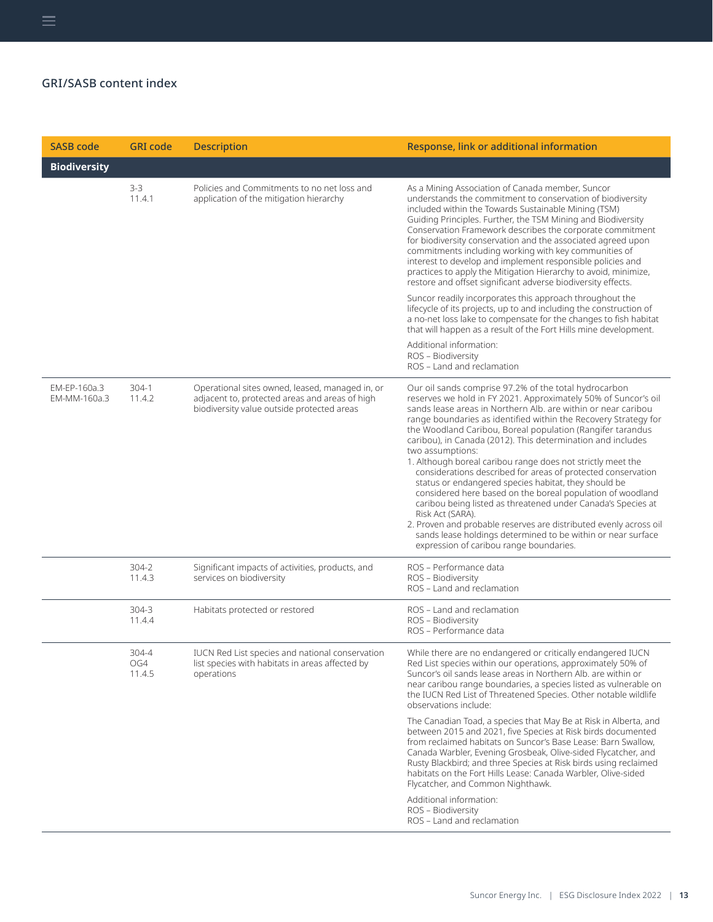## GRI/SASB content index

| SASB code | GRI code | Description | Response, link or additional information |
|---|---|---|---|
| **Biodiversity** | | | |
| | 3-3<br>11.4.1 | Policies and Commitments to no net loss and application of the mitigation hierarchy | As a Mining Association of Canada member, Suncor understands the commitment to conservation of biodiversity included within the Towards Sustainable Mining (TSM) Guiding Principles. Further, the TSM Mining and Biodiversity Conservation Framework describes the corporate commitment for biodiversity conservation and the associated agreed upon commitments including working with key communities of interest to develop and implement responsible policies and practices to apply the Mitigation Hierarchy to avoid, minimize, restore and offset significant adverse biodiversity effects.<br><br>Suncor readily incorporates this approach throughout the lifecycle of its projects, up to and including the construction of a no-net loss lake to compensate for the changes to fish habitat that will happen as a result of the Fort Hills mine development.<br><br>Additional information:<br>ROS – Biodiversity<br>ROS – Land and reclamation |
| EM-EP-160a.3<br>EM-MM-160a.3 | 304-1<br>11.4.2 | Operational sites owned, leased, managed in, or adjacent to, protected areas and areas of high biodiversity value outside protected areas | Our oil sands comprise 97.2% of the total hydrocarbon reserves we hold in FY 2021. Approximately 50% of Suncor's oil sands lease areas in Northern Alb. are within or near caribou range boundaries as identified within the Recovery Strategy for the Woodland Caribou, Boreal population (Rangifer tarandus caribou), in Canada (2012). This determination and includes two assumptions:<br>1. Although boreal caribou range does not strictly meet the considerations described for areas of protected conservation status or endangered species habitat, they should be considered here based on the boreal population of woodland caribou being listed as threatened under Canada's Species at Risk Act (SARA).<br>2. Proven and probable reserves are distributed evenly across oil sands lease holdings determined to be within or near surface expression of caribou range boundaries. |
| | 304-2<br>11.4.3 | Significant impacts of activities, products, and services on biodiversity | ROS – Performance data<br>ROS – Biodiversity<br>ROS – Land and reclamation |
| | 304-3<br>11.4.4 | Habitats protected or restored | ROS – Land and reclamation<br>ROS – Biodiversity<br>ROS – Performance data |
| | 304-4<br>OG4<br>11.4.5 | IUCN Red List species and national conservation list species with habitats in areas affected by operations | While there are no endangered or critically endangered IUCN Red List species within our operations, approximately 50% of Suncor's oil sands lease areas in Northern Alb. are within or near caribou range boundaries, a species listed as vulnerable on the IUCN Red List of Threatened Species. Other notable wildlife observations include:<br><br>The Canadian Toad, a species that May Be at Risk in Alberta, and between 2015 and 2021, five Species at Risk birds documented from reclaimed habitats on Suncor's Base Lease: Barn Swallow, Canada Warbler, Evening Grosbeak, Olive-sided Flycatcher, and Rusty Blackbird; and three Species at Risk birds using reclaimed habitats on the Fort Hills Lease: Canada Warbler, Olive-sided Flycatcher, and Common Nighthawk.<br><br>Additional information:<br>ROS – Biodiversity<br>ROS – Land and reclamation |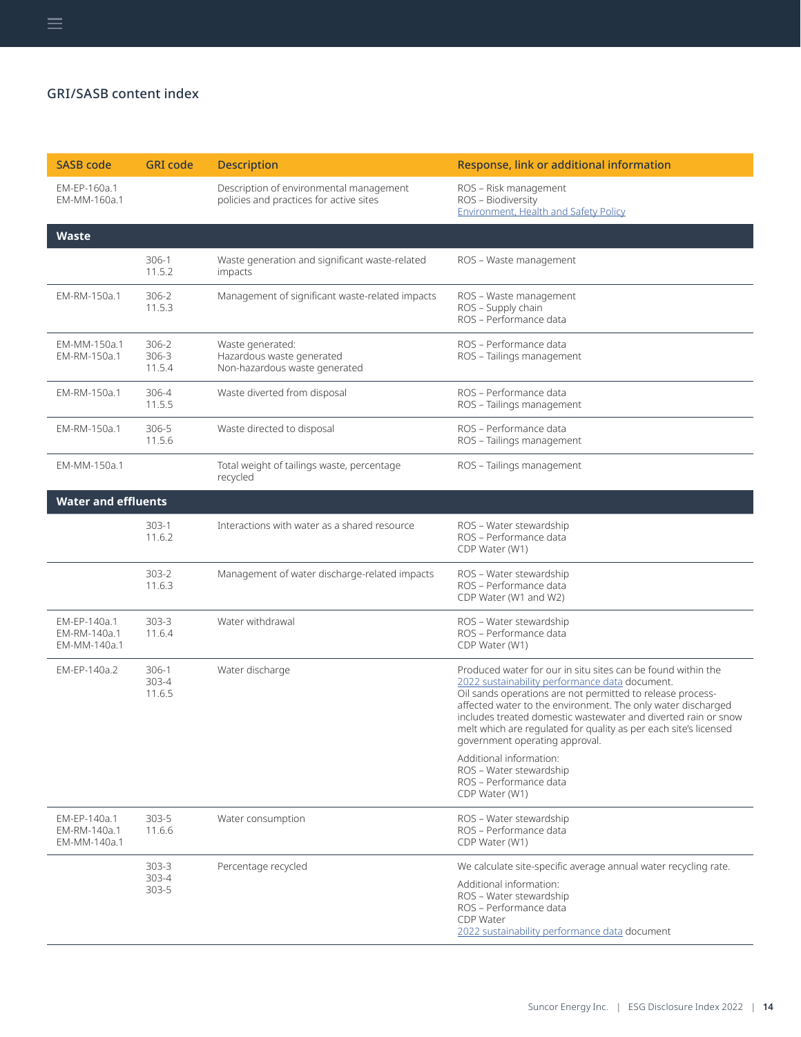## GRI/SASB content index

| SASB code | GRI code | Description | Response, link or additional information |
|---|---|---|---|
| EM-EP-160a.1<br>EM-MM-160a.1 | | Description of environmental management policies and practices for active sites | ROS – Risk management<br>ROS – Biodiversity<br>Environment, Health and Safety Policy |
| **Waste** | | | |
| | 306-1<br>11.5.2 | Waste generation and significant waste-related impacts | ROS – Waste management |
| EM-RM-150a.1 | 306-2<br>11.5.3 | Management of significant waste-related impacts | ROS – Waste management<br>ROS – Supply chain<br>ROS – Performance data |
| EM-MM-150a.1<br>EM-RM-150a.1 | 306-2<br>306-3<br>11.5.4 | Waste generated:<br>Hazardous waste generated<br>Non-hazardous waste generated | ROS – Performance data<br>ROS – Tailings management |
| EM-RM-150a.1 | 306-4<br>11.5.5 | Waste diverted from disposal | ROS – Performance data<br>ROS – Tailings management |
| EM-RM-150a.1 | 306-5<br>11.5.6 | Waste directed to disposal | ROS – Performance data<br>ROS – Tailings management |
| EM-MM-150a.1 | | Total weight of tailings waste, percentage recycled | ROS – Tailings management |
| **Water and effluents** | | | |
| | 303-1<br>11.6.2 | Interactions with water as a shared resource | ROS – Water stewardship<br>ROS – Performance data<br>CDP Water (W1) |
| | 303-2<br>11.6.3 | Management of water discharge-related impacts | ROS – Water stewardship<br>ROS – Performance data<br>CDP Water (W1 and W2) |
| EM-EP-140a.1<br>EM-RM-140a.1<br>EM-MM-140a.1 | 303-3<br>11.6.4 | Water withdrawal | ROS – Water stewardship<br>ROS – Performance data<br>CDP Water (W1) |
| EM-EP-140a.2 | 306-1<br>303-4<br>11.6.5 | Water discharge | Produced water for our in situ sites can be found within the 2022 sustainability performance data document.<br>Oil sands operations are not permitted to release process-affected water to the environment. The only water discharged includes treated domestic wastewater and diverted rain or snow melt which are regulated for quality as per each site's licensed government operating approval.<br><br>Additional information:<br>ROS – Water stewardship<br>ROS – Performance data<br>CDP Water (W1) |
| EM-EP-140a.1<br>EM-RM-140a.1<br>EM-MM-140a.1 | 303-5<br>11.6.6 | Water consumption | ROS – Water stewardship<br>ROS – Performance data<br>CDP Water (W1) |
| | 303-3<br>303-4<br>303-5 | Percentage recycled | We calculate site-specific average annual water recycling rate.<br><br>Additional information:<br>ROS – Water stewardship<br>ROS – Performance data<br>CDP Water<br>2022 sustainability performance data document |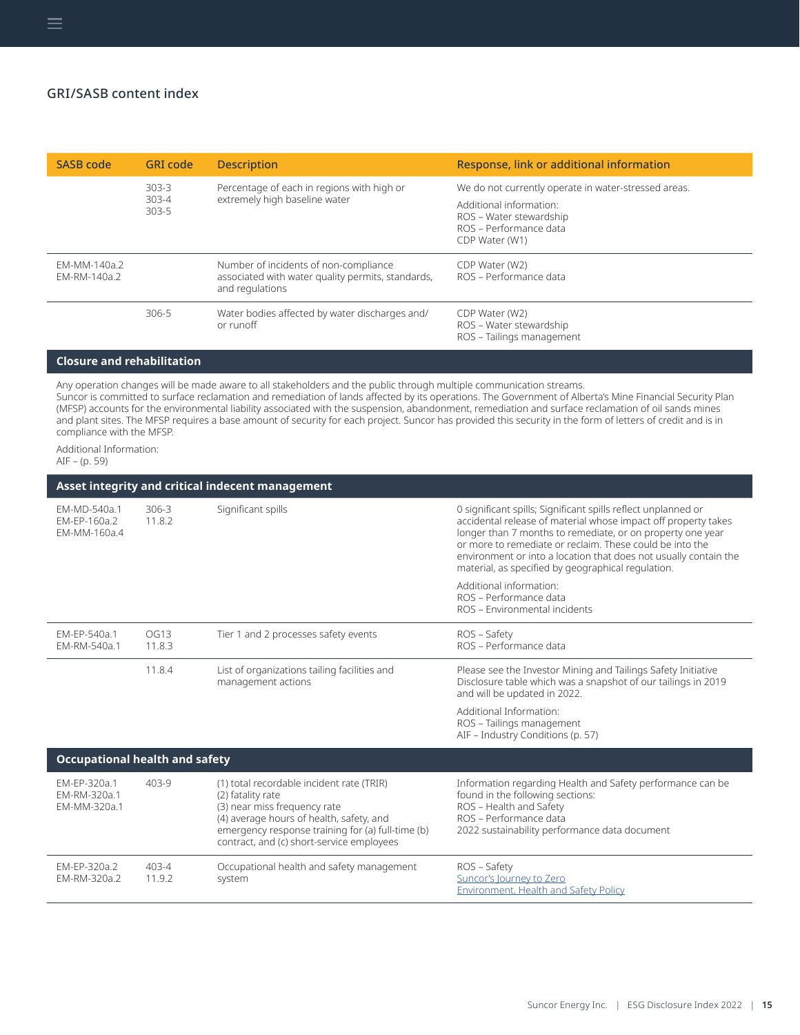## GRI/SASB content index

| SASB code | GRI code | Description | Response, link or additional information |
|---|---|---|---|
| | 303-3<br>303-4<br>303-5 | Percentage of each in regions with high or extremely high baseline water | We do not currently operate in water-stressed areas.<br><br>Additional information:<br>ROS – Water stewardship<br>ROS – Performance data<br>CDP Water (W1) |
| EM-MM-140a.2<br>EM-RM-140a.2 | | Number of incidents of non-compliance associated with water quality permits, standards, and regulations | CDP Water (W2)<br>ROS – Performance data |
| | 306-5 | Water bodies affected by water discharges and/or runoff | CDP Water (W2)<br>ROS – Water stewardship<br>ROS – Tailings management |
| **Closure and rehabilitation** | | | |
| Any operation changes will be made aware to all stakeholders and the public through multiple communication streams.<br>Suncor is committed to surface reclamation and remediation of lands affected by its operations. The Government of Alberta's Mine Financial Security Plan (MFSP) accounts for the environmental liability associated with the suspension, abandonment, remediation and surface reclamation of oil sands mines and plant sites. The MFSP requires a base amount of security for each project. Suncor has provided this security in the form of letters of credit and is in compliance with the MFSP.<br><br>Additional Information:<br>AIF – (p. 59) | | | |
| **Asset integrity and critical indecent management** | | | |
| EM-MD-540a.1<br>EM-EP-160a.2<br>EM-MM-160a.4 | 306-3<br>11.8.2 | Significant spills | 0 significant spills; Significant spills reflect unplanned or accidental release of material whose impact off property takes longer than 7 months to remediate, or on property one year or more to remediate or reclaim. These could be into the environment or into a location that does not usually contain the material, as specified by geographical regulation.<br><br>Additional information:<br>ROS – Performance data<br>ROS – Environmental incidents |
| EM-EP-540a.1<br>EM-RM-540a.1 | OG13<br>11.8.3 | Tier 1 and 2 processes safety events | ROS – Safety<br>ROS – Performance data |
| | 11.8.4 | List of organizations tailing facilities and management actions | Please see the Investor Mining and Tailings Safety Initiative Disclosure table which was a snapshot of our tailings in 2019 and will be updated in 2022.<br><br>Additional Information:<br>ROS – Tailings management<br>AIF – Industry Conditions (p. 57) |
| **Occupational health and safety** | | | |
| EM-EP-320a.1<br>EM-RM-320a.1<br>EM-MM-320a.1 | 403-9 | (1) total recordable incident rate (TRIR)<br>(2) fatality rate<br>(3) near miss frequency rate<br>(4) average hours of health, safety, and emergency response training for (a) full-time (b) contract, and (c) short-service employees | Information regarding Health and Safety performance can be found in the following sections:<br>ROS – Health and Safety<br>ROS – Performance data<br>2022 sustainability performance data document |
| EM-EP-320a.2<br>EM-RM-320a.2 | 403-4<br>11.9.2 | Occupational health and safety management system | ROS – Safety<br>Suncor's Journey to Zero<br>Environment, Health and Safety Policy |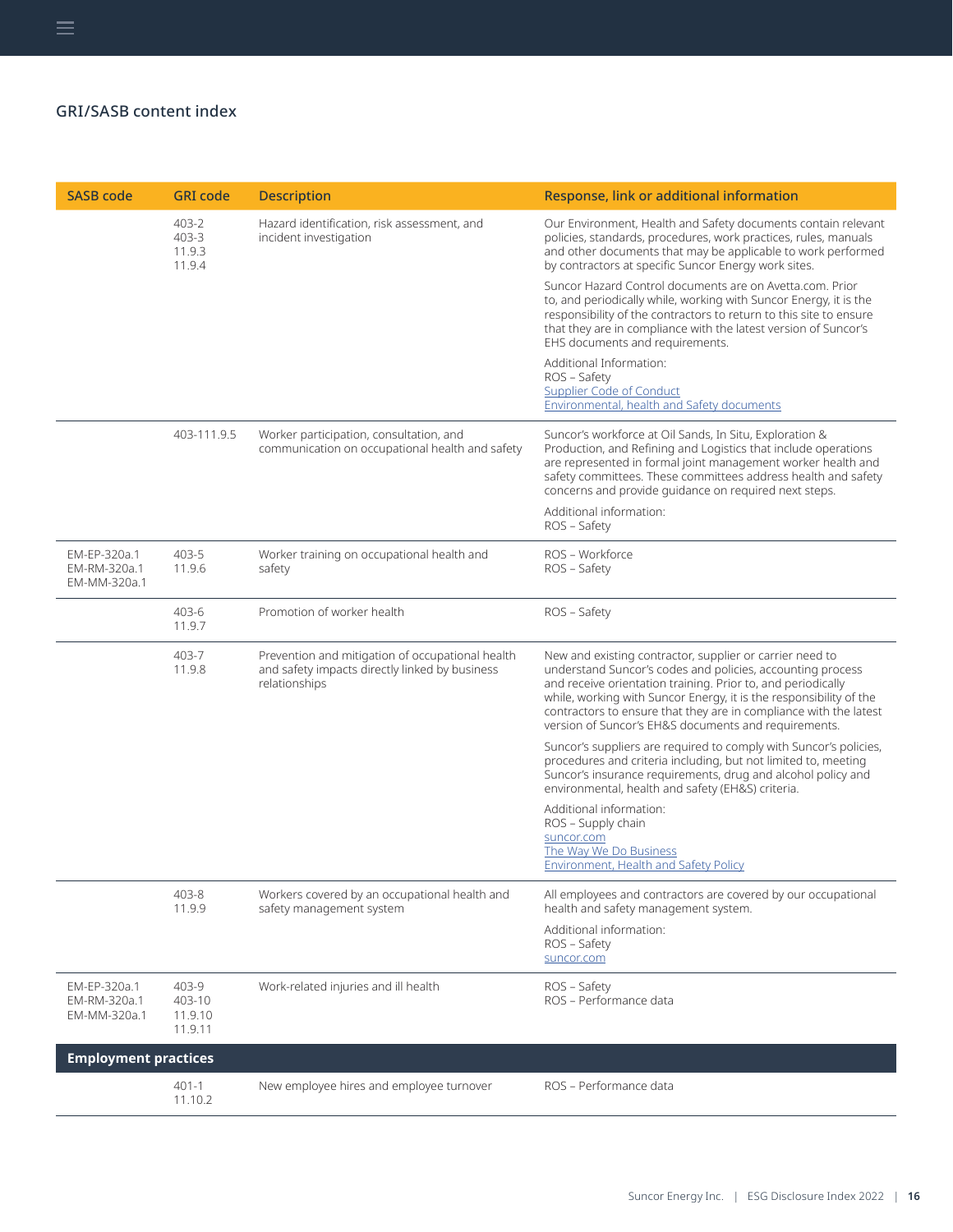## GRI/SASB content index

| SASB code | GRI code | Description | Response, link or additional information |
|---|---|---|---|
| | 403-2<br>403-3<br>11.9.3<br>11.9.4 | Hazard identification, risk assessment, and incident investigation | Our Environment, Health and Safety documents contain relevant policies, standards, procedures, work practices, rules, manuals and other documents that may be applicable to work performed by contractors at specific Suncor Energy work sites.<br><br>Suncor Hazard Control documents are on Avetta.com. Prior to, and periodically while, working with Suncor Energy, it is the responsibility of the contractors to return to this site to ensure that they are in compliance with the latest version of Suncor's EHS documents and requirements.<br><br>Additional Information:<br>ROS – Safety<br>Supplier Code of Conduct<br>Environmental, health and Safety documents |
| | 403-111.9.5 | Worker participation, consultation, and communication on occupational health and safety | Suncor's workforce at Oil Sands, In Situ, Exploration & Production, and Refining and Logistics that include operations are represented in formal joint management worker health and safety committees. These committees address health and safety concerns and provide guidance on required next steps.<br><br>Additional information:<br>ROS – Safety |
| EM-EP-320a.1<br>EM-RM-320a.1<br>EM-MM-320a.1 | 403-5<br>11.9.6 | Worker training on occupational health and safety | ROS – Workforce<br>ROS – Safety |
| | 403-6<br>11.9.7 | Promotion of worker health | ROS – Safety |
| | 403-7<br>11.9.8 | Prevention and mitigation of occupational health and safety impacts directly linked by business relationships | New and existing contractor, supplier or carrier need to understand Suncor's codes and policies, accounting process and receive orientation training. Prior to, and periodically while, working with Suncor Energy, it is the responsibility of the contractors to ensure that they are in compliance with the latest version of Suncor's EH&S documents and requirements.<br><br>Suncor's suppliers are required to comply with Suncor's policies, procedures and criteria including, but not limited to, meeting Suncor's insurance requirements, drug and alcohol policy and environmental, health and safety (EH&S) criteria.<br><br>Additional information:<br>ROS – Supply chain<br>suncor.com<br>The Way We Do Business<br>Environment, Health and Safety Policy |
| | 403-8<br>11.9.9 | Workers covered by an occupational health and safety management system | All employees and contractors are covered by our occupational health and safety management system.<br><br>Additional information:<br>ROS – Safety<br>suncor.com |
| EM-EP-320a.1<br>EM-RM-320a.1<br>EM-MM-320a.1 | 403-9<br>403-10<br>11.9.10<br>11.9.11 | Work-related injuries and ill health | ROS – Safety<br>ROS – Performance data |
| **Employment practices** | | | |
| | 401-1<br>11.10.2 | New employee hires and employee turnover | ROS – Performance data |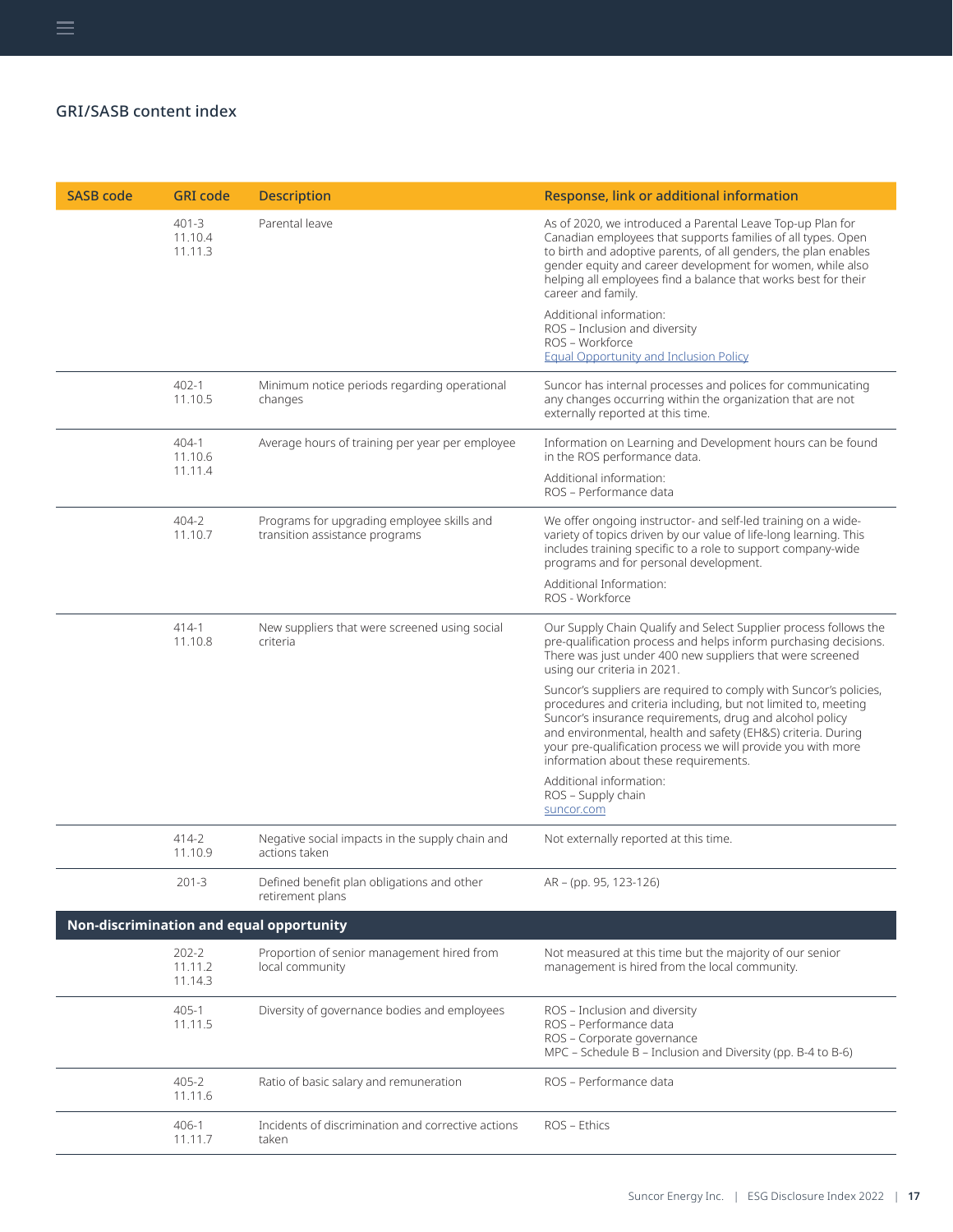## GRI/SASB content index

| SASB code | GRI code | Description | Response, link or additional information |
|---|---|---|---|
| | 401-3<br>11.10.4<br>11.11.3 | Parental leave | As of 2020, we introduced a Parental Leave Top-up Plan for Canadian employees that supports families of all types. Open to birth and adoptive parents, of all genders, the plan enables gender equity and career development for women, while also helping all employees find a balance that works best for their career and family.<br><br>Additional information:<br>ROS – Inclusion and diversity<br>ROS – Workforce<br>[Equal Opportunity and Inclusion Policy]() |
| | 402-1<br>11.10.5 | Minimum notice periods regarding operational changes | Suncor has internal processes and polices for communicating any changes occurring within the organization that are not externally reported at this time. |
| | 404-1<br>11.10.6<br>11.11.4 | Average hours of training per year per employee | Information on Learning and Development hours can be found in the ROS performance data.<br><br>Additional information:<br>ROS – Performance data |
| | 404-2<br>11.10.7 | Programs for upgrading employee skills and transition assistance programs | We offer ongoing instructor- and self-led training on a wide-variety of topics driven by our value of life-long learning. This includes training specific to a role to support company-wide programs and for personal development.<br><br>Additional Information:<br>ROS - Workforce |
| | 414-1<br>11.10.8 | New suppliers that were screened using social criteria | Our Supply Chain Qualify and Select Supplier process follows the pre-qualification process and helps inform purchasing decisions. There was just under 400 new suppliers that were screened using our criteria in 2021.<br><br>Suncor's suppliers are required to comply with Suncor's policies, procedures and criteria including, but not limited to, meeting Suncor's insurance requirements, drug and alcohol policy and environmental, health and safety (EH&S) criteria. During your pre-qualification process we will provide you with more information about these requirements.<br><br>Additional information:<br>ROS – Supply chain<br>[suncor.com]() |
| | 414-2<br>11.10.9 | Negative social impacts in the supply chain and actions taken | Not externally reported at this time. |
| | 201-3 | Defined benefit plan obligations and other retirement plans | AR – (pp. 95, 123-126) |
| **Non-discrimination and equal opportunity** | | | |
| | 202-2<br>11.11.2<br>11.14.3 | Proportion of senior management hired from local community | Not measured at this time but the majority of our senior management is hired from the local community. |
| | 405-1<br>11.11.5 | Diversity of governance bodies and employees | ROS – Inclusion and diversity<br>ROS – Performance data<br>ROS – Corporate governance<br>MPC – Schedule B – Inclusion and Diversity (pp. B-4 to B-6) |
| | 405-2<br>11.11.6 | Ratio of basic salary and remuneration | ROS – Performance data |
| | 406-1<br>11.11.7 | Incidents of discrimination and corrective actions taken | ROS – Ethics |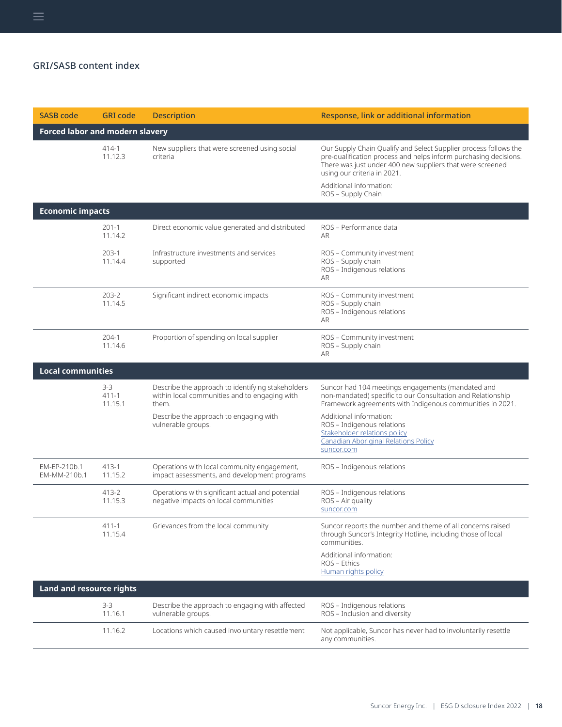## GRI/SASB content index

| SASB code | GRI code | Description | Response, link or additional information |
|---|---|---|---|
| **Forced labor and modern slavery** | | | |
| | 414-1<br>11.12.3 | New suppliers that were screened using social criteria | Our Supply Chain Qualify and Select Supplier process follows the pre-qualification process and helps inform purchasing decisions. There was just under 400 new suppliers that were screened using our criteria in 2021.<br><br>Additional information:<br>ROS – Supply Chain |
| **Economic impacts** | | | |
| | 201-1<br>11.14.2 | Direct economic value generated and distributed | ROS – Performance data<br>AR |
| | 203-1<br>11.14.4 | Infrastructure investments and services supported | ROS – Community investment<br>ROS – Supply chain<br>ROS – Indigenous relations<br>AR |
| | 203-2<br>11.14.5 | Significant indirect economic impacts | ROS – Community investment<br>ROS – Supply chain<br>ROS – Indigenous relations<br>AR |
| | 204-1<br>11.14.6 | Proportion of spending on local supplier | ROS – Community investment<br>ROS – Supply chain<br>AR |
| **Local communities** | | | |
| | 3-3<br>411-1<br>11.15.1 | Describe the approach to identifying stakeholders within local communities and to engaging with them.<br><br>Describe the approach to engaging with vulnerable groups. | Suncor had 104 meetings engagements (mandated and non-mandated) specific to our Consultation and Relationship Framework agreements with Indigenous communities in 2021.<br><br>Additional information:<br>ROS – Indigenous relations<br>Stakeholder relations policy<br>Canadian Aboriginal Relations Policy<br>suncor.com |
| EM-EP-210b.1<br>EM-MM-210b.1 | 413-1<br>11.15.2 | Operations with local community engagement, impact assessments, and development programs | ROS – Indigenous relations |
| | 413-2<br>11.15.3 | Operations with significant actual and potential negative impacts on local communities | ROS – Indigenous relations<br>ROS – Air quality<br>suncor.com |
| | 411-1<br>11.15.4 | Grievances from the local community | Suncor reports the number and theme of all concerns raised through Suncor's Integrity Hotline, including those of local communities.<br><br>Additional information:<br>ROS – Ethics<br>Human rights policy |
| **Land and resource rights** | | | |
| | 3-3<br>11.16.1 | Describe the approach to engaging with affected vulnerable groups. | ROS – Indigenous relations<br>ROS – Inclusion and diversity |
| | 11.16.2 | Locations which caused involuntary resettlement | Not applicable, Suncor has never had to involuntarily resettle any communities. |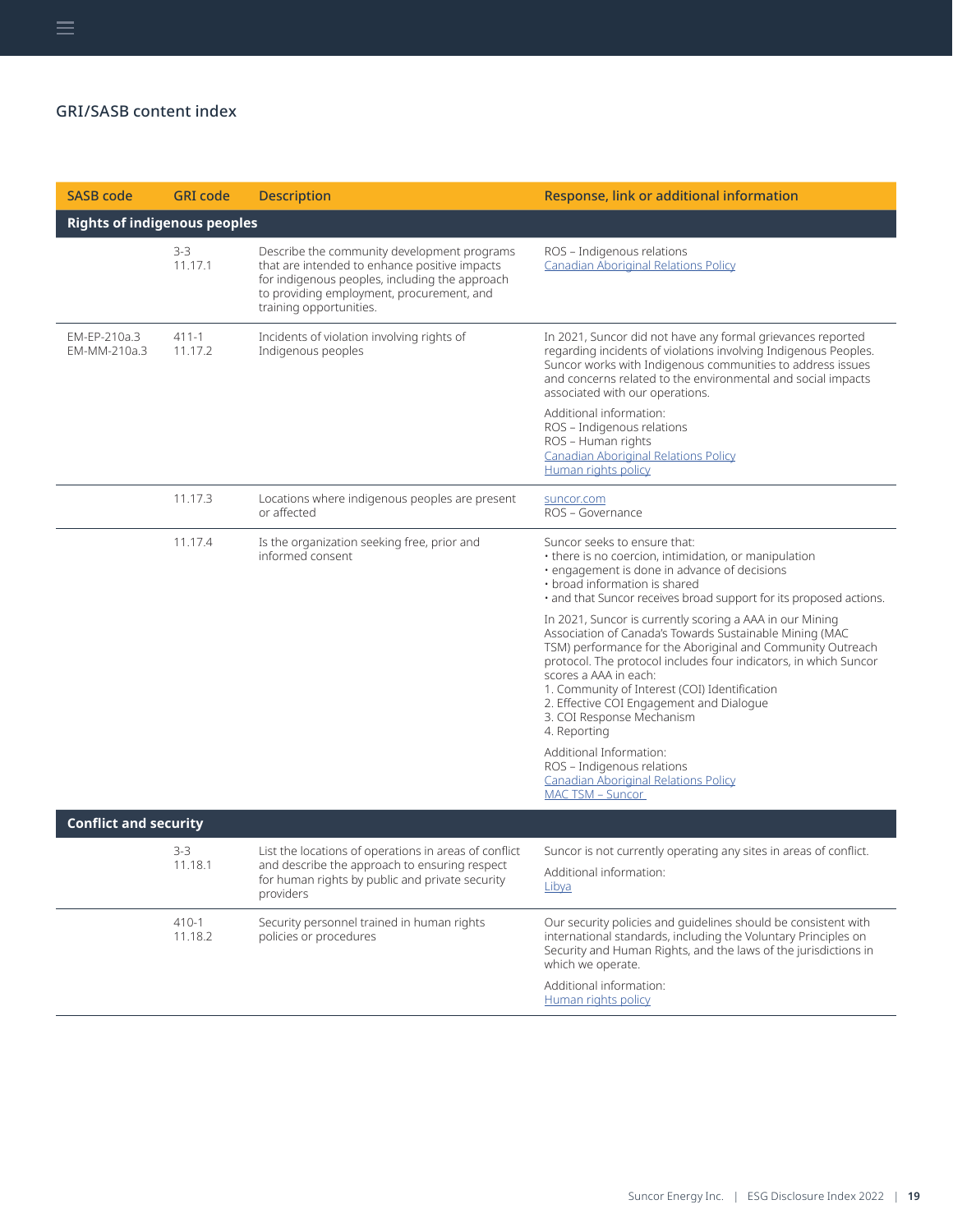## GRI/SASB content index

| SASB code | GRI code | Description | Response, link or additional information |
|---|---|---|---|
| **Rights of indigenous peoples** | | | |
| | 3-3<br>11.17.1 | Describe the community development programs that are intended to enhance positive impacts for indigenous peoples, including the approach to providing employment, procurement, and training opportunities. | ROS – Indigenous relations<br>Canadian Aboriginal Relations Policy |
| EM-EP-210a.3<br>EM-MM-210a.3 | 411-1<br>11.17.2 | Incidents of violation involving rights of Indigenous peoples | In 2021, Suncor did not have any formal grievances reported regarding incidents of violations involving Indigenous Peoples. Suncor works with Indigenous communities to address issues and concerns related to the environmental and social impacts associated with our operations.<br><br>Additional information:<br>ROS – Indigenous relations<br>ROS – Human rights<br>Canadian Aboriginal Relations Policy<br>Human rights policy |
| | 11.17.3 | Locations where indigenous peoples are present or affected | suncor.com<br>ROS – Governance |
| | 11.17.4 | Is the organization seeking free, prior and informed consent | Suncor seeks to ensure that:<br>• there is no coercion, intimidation, or manipulation<br>• engagement is done in advance of decisions<br>• broad information is shared<br>• and that Suncor receives broad support for its proposed actions.<br><br>In 2021, Suncor is currently scoring a AAA in our Mining Association of Canada's Towards Sustainable Mining (MAC TSM) performance for the Aboriginal and Community Outreach protocol. The protocol includes four indicators, in which Suncor scores a AAA in each:<br>1. Community of Interest (COI) Identification<br>2. Effective COI Engagement and Dialogue<br>3. COI Response Mechanism<br>4. Reporting<br><br>Additional Information:<br>ROS – Indigenous relations<br>Canadian Aboriginal Relations Policy<br>MAC TSM – Suncor |
| **Conflict and security** | | | |
| | 3-3<br>11.18.1 | List the locations of operations in areas of conflict and describe the approach to ensuring respect for human rights by public and private security providers | Suncor is not currently operating any sites in areas of conflict.<br><br>Additional information:<br>Libya |
| | 410-1<br>11.18.2 | Security personnel trained in human rights policies or procedures | Our security policies and guidelines should be consistent with international standards, including the Voluntary Principles on Security and Human Rights, and the laws of the jurisdictions in which we operate.<br><br>Additional information:<br>Human rights policy |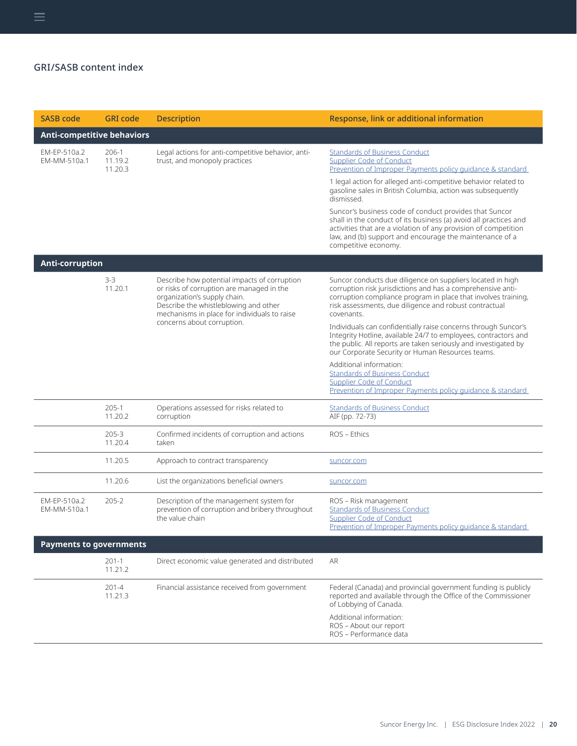## GRI/SASB content index

| SASB code | GRI code | Description | Response, link or additional information |
|---|---|---|---|
| **Anti-competitive behaviors** | | | |
| EM-EP-510a.2<br>EM-MM-510a.1 | 206-1<br>11.19.2<br>11.20.3 | Legal actions for anti-competitive behavior, anti-trust, and monopoly practices | Standards of Business Conduct<br>Supplier Code of Conduct<br>Prevention of Improper Payments policy guidance & standard<br><br>1 legal action for alleged anti-competitive behavior related to gasoline sales in British Columbia, action was subsequently dismissed.<br><br>Suncor's business code of conduct provides that Suncor shall in the conduct of its business (a) avoid all practices and activities that are a violation of any provision of competition law, and (b) support and encourage the maintenance of a competitive economy. |
| **Anti-corruption** | | | |
| | 3-3<br>11.20.1 | Describe how potential impacts of corruption or risks of corruption are managed in the organization's supply chain.<br>Describe the whistleblowing and other mechanisms in place for individuals to raise concerns about corruption. | Suncor conducts due diligence on suppliers located in high corruption risk jurisdictions and has a comprehensive anti-corruption compliance program in place that involves training, risk assessments, due diligence and robust contractual covenants.<br><br>Individuals can confidentially raise concerns through Suncor's Integrity Hotline, available 24/7 to employees, contractors and the public. All reports are taken seriously and investigated by our Corporate Security or Human Resources teams.<br><br>Additional information:<br>Standards of Business Conduct<br>Supplier Code of Conduct<br>Prevention of Improper Payments policy guidance & standard |
| | 205-1<br>11.20.2 | Operations assessed for risks related to corruption | Standards of Business Conduct<br>AIF (pp. 72-73) |
| | 205-3<br>11.20.4 | Confirmed incidents of corruption and actions taken | ROS – Ethics |
| | 11.20.5 | Approach to contract transparency | suncor.com |
| | 11.20.6 | List the organizations beneficial owners | suncor.com |
| EM-EP-510a.2<br>EM-MM-510a.1 | 205-2 | Description of the management system for prevention of corruption and bribery throughout the value chain | ROS – Risk management<br>Standards of Business Conduct<br>Supplier Code of Conduct<br>Prevention of Improper Payments policy guidance & standard |
| **Payments to governments** | | | |
| | 201-1<br>11.21.2 | Direct economic value generated and distributed | AR |
| | 201-4<br>11.21.3 | Financial assistance received from government | Federal (Canada) and provincial government funding is publicly reported and available through the Office of the Commissioner of Lobbying of Canada.<br><br>Additional information:<br>ROS – About our report<br>ROS – Performance data |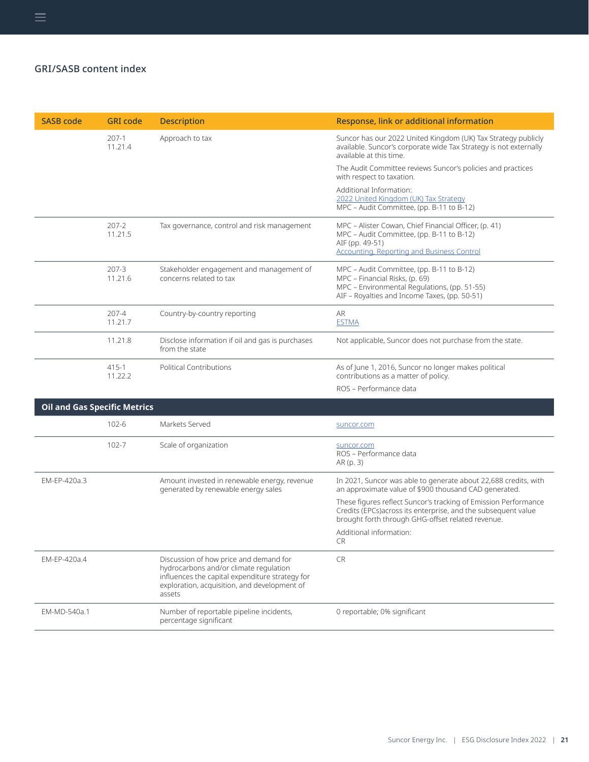## GRI/SASB content index

| SASB code | GRI code | Description | Response, link or additional information |
|---|---|---|---|
| | 207-1<br>11.21.4 | Approach to tax | Suncor has our 2022 United Kingdom (UK) Tax Strategy publicly available. Suncor's corporate wide Tax Strategy is not externally available at this time.<br><br>The Audit Committee reviews Suncor's policies and practices with respect to taxation.<br><br>Additional Information:<br>2022 United Kingdom (UK) Tax Strategy<br>MPC – Audit Committee, (pp. B-11 to B-12) |
| | 207-2<br>11.21.5 | Tax governance, control and risk management | MPC – Alister Cowan, Chief Financial Officer, (p. 41)<br>MPC – Audit Committee, (pp. B-11 to B-12)<br>AIF (pp. 49-51)<br>Accounting, Reporting and Business Control |
| | 207-3<br>11.21.6 | Stakeholder engagement and management of concerns related to tax | MPC – Audit Committee, (pp. B-11 to B-12)<br>MPC – Financial Risks, (p. 69)<br>MPC – Environmental Regulations, (pp. 51-55)<br>AIF – Royalties and Income Taxes, (pp. 50-51) |
| | 207-4<br>11.21.7 | Country-by-country reporting | AR<br>ESTMA |
| | 11.21.8 | Disclose information if oil and gas is purchases from the state | Not applicable, Suncor does not purchase from the state. |
| | 415-1<br>11.22.2 | Political Contributions | As of June 1, 2016, Suncor no longer makes political contributions as a matter of policy.<br><br>ROS – Performance data |
| **Oil and Gas Specific Metrics** | | | |
| | 102-6 | Markets Served | suncor.com |
| | 102-7 | Scale of organization | suncor.com<br>ROS – Performance data<br>AR (p. 3) |
| EM-EP-420a.3 | | Amount invested in renewable energy, revenue generated by renewable energy sales | In 2021, Suncor was able to generate about 22,688 credits, with an approximate value of $900 thousand CAD generated.<br><br>These figures reflect Suncor's tracking of Emission Performance Credits (EPCs)across its enterprise, and the subsequent value brought forth through GHG-offset related revenue.<br><br>Additional information:<br>CR |
| EM-EP-420a.4 | | Discussion of how price and demand for hydrocarbons and/or climate regulation influences the capital expenditure strategy for exploration, acquisition, and development of assets | CR |
| EM-MD-540a.1 | | Number of reportable pipeline incidents, percentage significant | 0 reportable; 0% significant |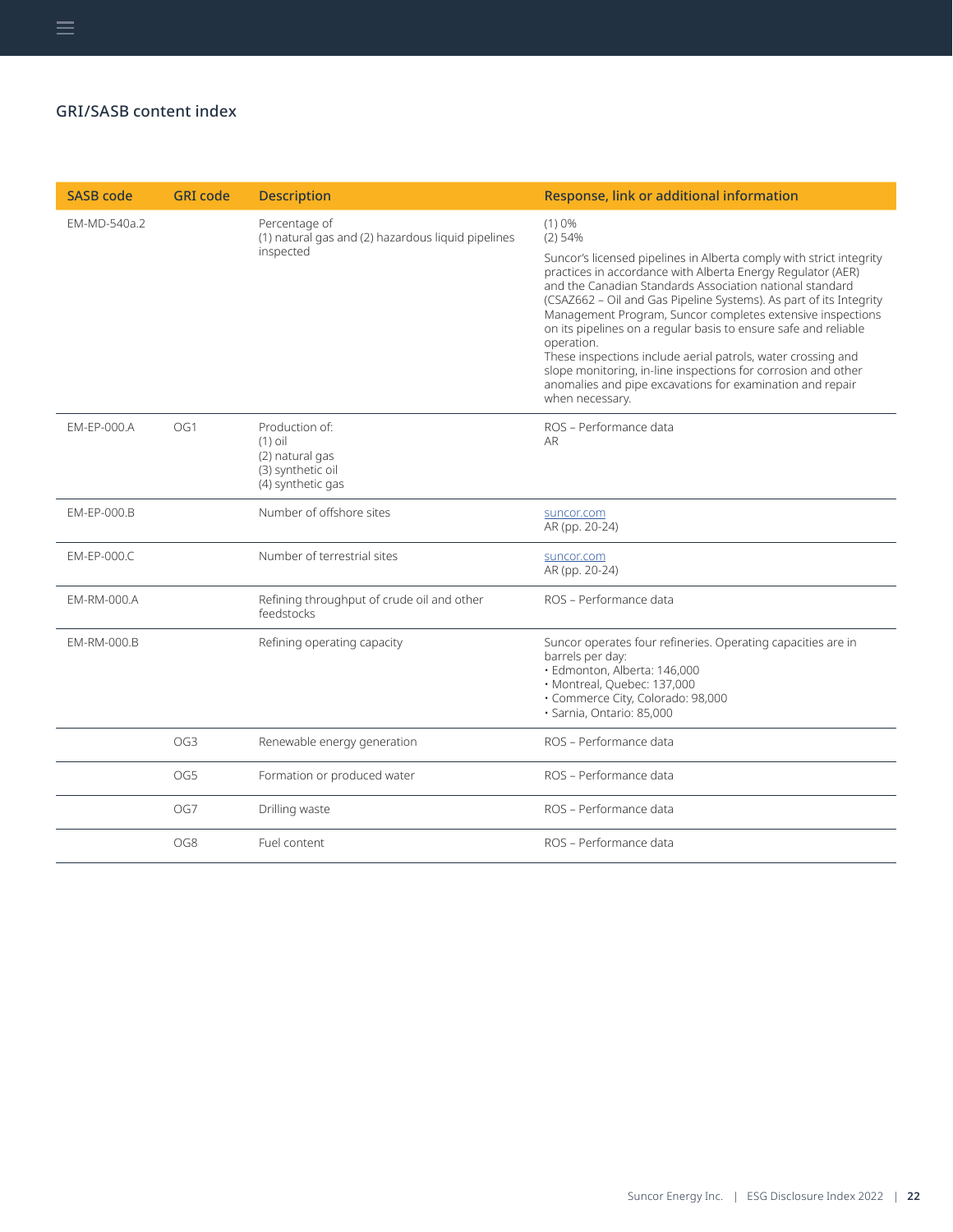## GRI/SASB content index

| SASB code | GRI code | Description | Response, link or additional information |
| --- | --- | --- | --- |
| EM-MD-540a.2 | | Percentage of (1) natural gas and (2) hazardous liquid pipelines inspected | (1) 0%<br>(2) 54%<br>Suncor's licensed pipelines in Alberta comply with strict integrity practices in accordance with Alberta Energy Regulator (AER) and the Canadian Standards Association national standard (CSAZ662 – Oil and Gas Pipeline Systems). As part of its Integrity Management Program, Suncor completes extensive inspections on its pipelines on a regular basis to ensure safe and reliable operation.<br>These inspections include aerial patrols, water crossing and slope monitoring, in-line inspections for corrosion and other anomalies and pipe excavations for examination and repair when necessary. |
| EM-EP-000.A | OG1 | Production of:<br>(1) oil<br>(2) natural gas<br>(3) synthetic oil<br>(4) synthetic gas | ROS – Performance data<br>AR |
| EM-EP-000.B | | Number of offshore sites | suncor.com<br>AR (pp. 20-24) |
| EM-EP-000.C | | Number of terrestrial sites | suncor.com<br>AR (pp. 20-24) |
| EM-RM-000.A | | Refining throughput of crude oil and other feedstocks | ROS – Performance data |
| EM-RM-000.B | | Refining operating capacity | Suncor operates four refineries. Operating capacities are in barrels per day:<br>• Edmonton, Alberta: 146,000<br>• Montreal, Quebec: 137,000<br>• Commerce City, Colorado: 98,000<br>• Sarnia, Ontario: 85,000 |
| | OG3 | Renewable energy generation | ROS – Performance data |
| | OG5 | Formation or produced water | ROS – Performance data |
| | OG7 | Drilling waste | ROS – Performance data |
| | OG8 | Fuel content | ROS – Performance data |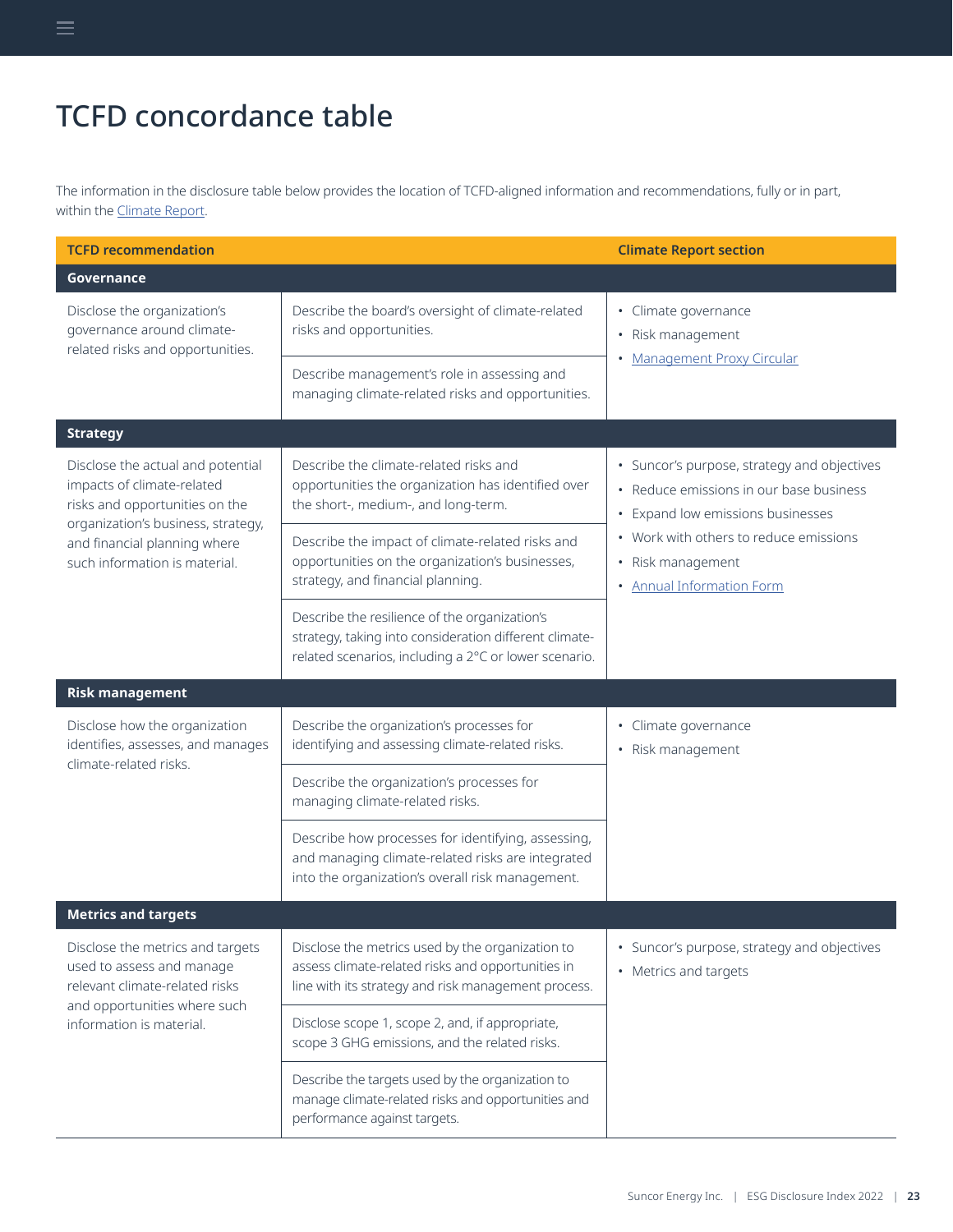# TCFD concordance table

The information in the disclosure table below provides the location of TCFD-aligned information and recommendations, fully or in part, within the Climate Report.

| TCFD recommendation | | Climate Report section |
|---|---|---|
| **Governance** | | |
| Disclose the organization's governance around climate-related risks and opportunities. | Describe the board's oversight of climate-related risks and opportunities. | • Climate governance<br>• Risk management<br>• Management Proxy Circular |
| | Describe management's role in assessing and managing climate-related risks and opportunities. | |
| **Strategy** | | |
| Disclose the actual and potential impacts of climate-related risks and opportunities on the organization's business, strategy, and financial planning where such information is material. | Describe the climate-related risks and opportunities the organization has identified over the short-, medium-, and long-term. | • Suncor's purpose, strategy and objectives<br>• Reduce emissions in our base business<br>• Expand low emissions businesses<br>• Work with others to reduce emissions<br>• Risk management<br>• Annual Information Form |
| | Describe the impact of climate-related risks and opportunities on the organization's businesses, strategy, and financial planning. | |
| | Describe the resilience of the organization's strategy, taking into consideration different climate-related scenarios, including a 2°C or lower scenario. | |
| **Risk management** | | |
| Disclose how the organization identifies, assesses, and manages climate-related risks. | Describe the organization's processes for identifying and assessing climate-related risks. | • Climate governance<br>• Risk management |
| | Describe the organization's processes for managing climate-related risks. | |
| | Describe how processes for identifying, assessing, and managing climate-related risks are integrated into the organization's overall risk management. | |
| **Metrics and targets** | | |
| Disclose the metrics and targets used to assess and manage relevant climate-related risks and opportunities where such information is material. | Disclose the metrics used by the organization to assess climate-related risks and opportunities in line with its strategy and risk management process. | • Suncor's purpose, strategy and objectives<br>• Metrics and targets |
| | Disclose scope 1, scope 2, and, if appropriate, scope 3 GHG emissions, and the related risks. | |
| | Describe the targets used by the organization to manage climate-related risks and opportunities and performance against targets. | |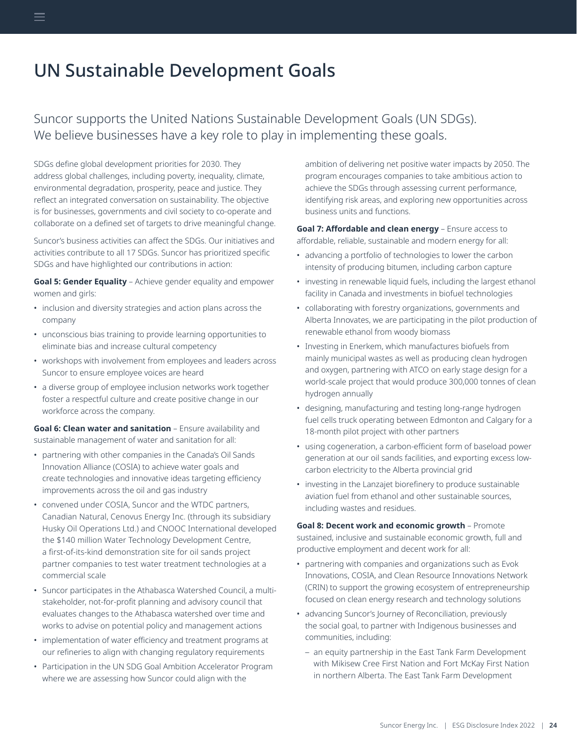# UN Sustainable Development Goals

## Suncor supports the United Nations Sustainable Development Goals (UN SDGs). We believe businesses have a key role to play in implementing these goals.

SDGs define global development priorities for 2030. They address global challenges, including poverty, inequality, climate, environmental degradation, prosperity, peace and justice. They reflect an integrated conversation on sustainability. The objective is for businesses, governments and civil society to co-operate and collaborate on a defined set of targets to drive meaningful change.

Suncor's business activities can affect the SDGs. Our initiatives and activities contribute to all 17 SDGs. Suncor has prioritized specific SDGs and have highlighted our contributions in action:

**Goal 5: Gender Equality** – Achieve gender equality and empower women and girls:

- inclusion and diversity strategies and action plans across the company
- unconscious bias training to provide learning opportunities to eliminate bias and increase cultural competency
- workshops with involvement from employees and leaders across Suncor to ensure employee voices are heard
- a diverse group of employee inclusion networks work together foster a respectful culture and create positive change in our workforce across the company.

**Goal 6: Clean water and sanitation** – Ensure availability and sustainable management of water and sanitation for all:

- partnering with other companies in the Canada's Oil Sands Innovation Alliance (COSIA) to achieve water goals and create technologies and innovative ideas targeting efficiency improvements across the oil and gas industry
- convened under COSIA, Suncor and the WTDC partners, Canadian Natural, Cenovus Energy Inc. (through its subsidiary Husky Oil Operations Ltd.) and CNOOC International developed the $140 million Water Technology Development Centre, a first-of-its-kind demonstration site for oil sands project partner companies to test water treatment technologies at a commercial scale
- Suncor participates in the Athabasca Watershed Council, a multi-stakeholder, not-for-profit planning and advisory council that evaluates changes to the Athabasca watershed over time and works to advise on potential policy and management actions
- implementation of water efficiency and treatment programs at our refineries to align with changing regulatory requirements
- Participation in the UN SDG Goal Ambition Accelerator Program where we are assessing how Suncor could align with the ambition of delivering net positive water impacts by 2050. The program encourages companies to take ambitious action to achieve the SDGs through assessing current performance, identifying risk areas, and exploring new opportunities across business units and functions.

**Goal 7: Affordable and clean energy** – Ensure access to affordable, reliable, sustainable and modern energy for all:

- advancing a portfolio of technologies to lower the carbon intensity of producing bitumen, including carbon capture
- investing in renewable liquid fuels, including the largest ethanol facility in Canada and investments in biofuel technologies
- collaborating with forestry organizations, governments and Alberta Innovates, we are participating in the pilot production of renewable ethanol from woody biomass
- Investing in Enerkem, which manufactures biofuels from mainly municipal wastes as well as producing clean hydrogen and oxygen, partnering with ATCO on early stage design for a world-scale project that would produce 300,000 tonnes of clean hydrogen annually
- designing, manufacturing and testing long-range hydrogen fuel cells truck operating between Edmonton and Calgary for a 18-month pilot project with other partners
- using cogeneration, a carbon-efficient form of baseload power generation at our oil sands facilities, and exporting excess low-carbon electricity to the Alberta provincial grid
- investing in the Lanzajet biorefinery to produce sustainable aviation fuel from ethanol and other sustainable sources, including wastes and residues.

**Goal 8: Decent work and economic growth** – Promote sustained, inclusive and sustainable economic growth, full and productive employment and decent work for all:

- partnering with companies and organizations such as Evok Innovations, COSIA, and Clean Resource Innovations Network (CRIN) to support the growing ecosystem of entrepreneurship focused on clean energy research and technology solutions
- advancing Suncor's Journey of Reconciliation, previously the social goal, to partner with Indigenous businesses and communities, including:
  - an equity partnership in the East Tank Farm Development with Mikisew Cree First Nation and Fort McKay First Nation in northern Alberta. The East Tank Farm Development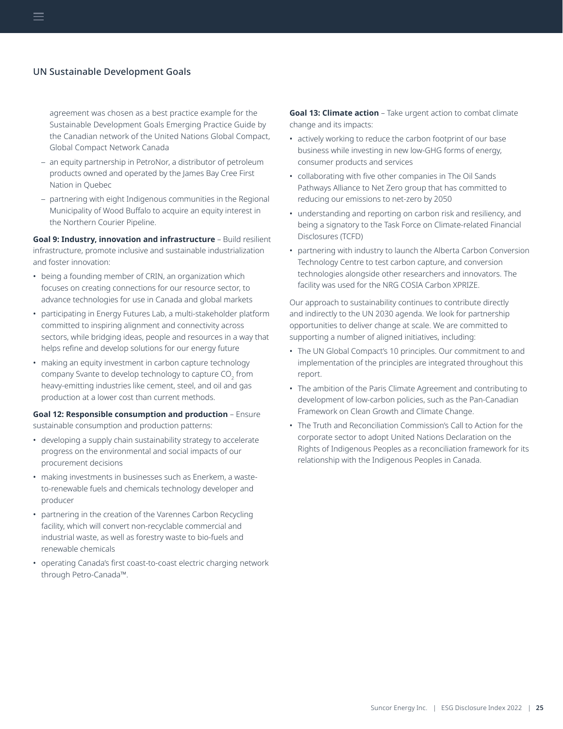## UN Sustainable Development Goals

agreement was chosen as a best practice example for the Sustainable Development Goals Emerging Practice Guide by the Canadian network of the United Nations Global Compact, Global Compact Network Canada

- an equity partnership in PetroNor, a distributor of petroleum products owned and operated by the James Bay Cree First Nation in Quebec
- partnering with eight Indigenous communities in the Regional Municipality of Wood Buffalo to acquire an equity interest in the Northern Courier Pipeline.

**Goal 9: Industry, innovation and infrastructure** – Build resilient infrastructure, promote inclusive and sustainable industrialization and foster innovation:

- being a founding member of CRIN, an organization which focuses on creating connections for our resource sector, to advance technologies for use in Canada and global markets
- participating in Energy Futures Lab, a multi-stakeholder platform committed to inspiring alignment and connectivity across sectors, while bridging ideas, people and resources in a way that helps refine and develop solutions for our energy future
- making an equity investment in carbon capture technology company Svante to develop technology to capture $CO_2$ from heavy-emitting industries like cement, steel, and oil and gas production at a lower cost than current methods.

**Goal 12: Responsible consumption and production** – Ensure sustainable consumption and production patterns:

- developing a supply chain sustainability strategy to accelerate progress on the environmental and social impacts of our procurement decisions
- making investments in businesses such as Enerkem, a waste-to-renewable fuels and chemicals technology developer and producer
- partnering in the creation of the Varennes Carbon Recycling facility, which will convert non-recyclable commercial and industrial waste, as well as forestry waste to bio-fuels and renewable chemicals
- operating Canada's first coast-to-coast electric charging network through Petro-Canada™.

**Goal 13: Climate action** – Take urgent action to combat climate change and its impacts:

- actively working to reduce the carbon footprint of our base business while investing in new low-GHG forms of energy, consumer products and services
- collaborating with five other companies in The Oil Sands Pathways Alliance to Net Zero group that has committed to reducing our emissions to net-zero by 2050
- understanding and reporting on carbon risk and resiliency, and being a signatory to the Task Force on Climate-related Financial Disclosures (TCFD)
- partnering with industry to launch the Alberta Carbon Conversion Technology Centre to test carbon capture, and conversion technologies alongside other researchers and innovators. The facility was used for the NRG COSIA Carbon XPRIZE.

Our approach to sustainability continues to contribute directly and indirectly to the UN 2030 agenda. We look for partnership opportunities to deliver change at scale. We are committed to supporting a number of aligned initiatives, including:

- The UN Global Compact's 10 principles. Our commitment to and implementation of the principles are integrated throughout this report.
- The ambition of the Paris Climate Agreement and contributing to development of low-carbon policies, such as the Pan-Canadian Framework on Clean Growth and Climate Change.
- The Truth and Reconciliation Commission's Call to Action for the corporate sector to adopt United Nations Declaration on the Rights of Indigenous Peoples as a reconciliation framework for its relationship with the Indigenous Peoples in Canada.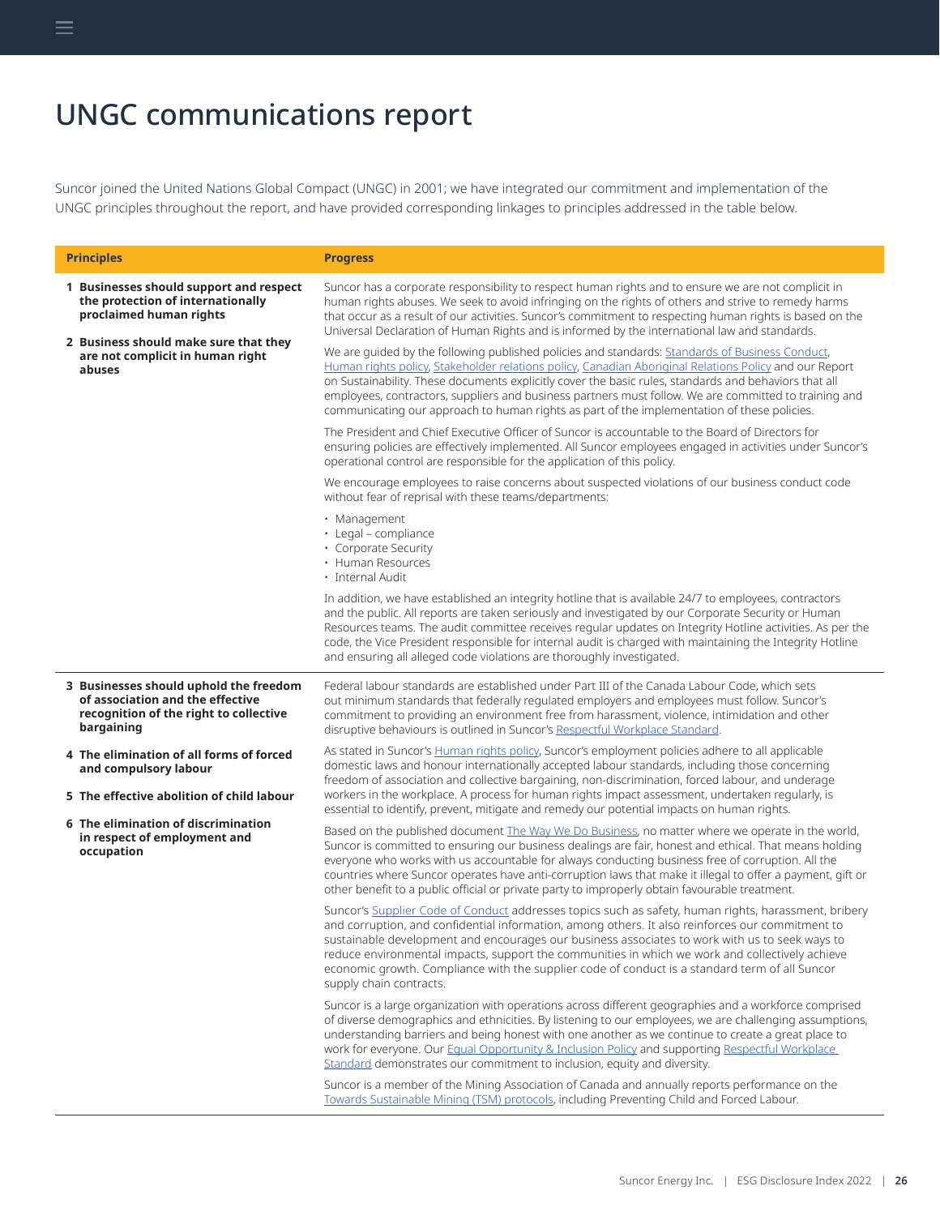# UNGC communications report

Suncor joined the United Nations Global Compact (UNGC) in 2001; we have integrated our commitment and implementation of the UNGC principles throughout the report, and have provided corresponding linkages to principles addressed in the table below.

| Principles | Progress |
|---|---|
| **1 Businesses should support and respect the protection of internationally proclaimed human rights**<br><br>**2 Business should make sure that they are not complicit in human right abuses** | Suncor has a corporate responsibility to respect human rights and to ensure we are not complicit in human rights abuses. We seek to avoid infringing on the rights of others and strive to remedy harms that occur as a result of our activities. Suncor's commitment to respecting human rights is based on the Universal Declaration of Human Rights and is informed by the international law and standards.<br><br>We are guided by the following published policies and standards: Standards of Business Conduct, Human rights policy, Stakeholder relations policy, Canadian Aboriginal Relations Policy and our Report on Sustainability. These documents explicitly cover the basic rules, standards and behaviors that all employees, contractors, suppliers and business partners must follow. We are committed to training and communicating our approach to human rights as part of the implementation of these policies.<br><br>The President and Chief Executive Officer of Suncor is accountable to the Board of Directors for ensuring policies are effectively implemented. All Suncor employees engaged in activities under Suncor's operational control are responsible for the application of this policy.<br><br>We encourage employees to raise concerns about suspected violations of our business conduct code without fear of reprisal with these teams/departments:<br>• Management<br>• Legal – compliance<br>• Corporate Security<br>• Human Resources<br>• Internal Audit<br><br>In addition, we have established an integrity hotline that is available 24/7 to employees, contractors and the public. All reports are taken seriously and investigated by our Corporate Security or Human Resources teams. The audit committee receives regular updates on Integrity Hotline activities. As per the code, the Vice President responsible for internal audit is charged with maintaining the Integrity Hotline and ensuring all alleged code violations are thoroughly investigated. |
| **3 Businesses should uphold the freedom of association and the effective recognition of the right to collective bargaining**<br><br>**4 The elimination of all forms of forced and compulsory labour**<br><br>**5 The effective abolition of child labour**<br><br>**6 The elimination of discrimination in respect of employment and occupation** | Federal labour standards are established under Part III of the Canada Labour Code, which sets out minimum standards that federally regulated employers and employees must follow. Suncor's commitment to providing an environment free from harassment, violence, intimidation and other disruptive behaviours is outlined in Suncor's Respectful Workplace Standard.<br><br>As stated in Suncor's Human rights policy, Suncor's employment policies adhere to all applicable domestic laws and honour internationally accepted labour standards, including those concerning freedom of association and collective bargaining, non-discrimination, forced labour, and underage workers in the workplace. A process for human rights impact assessment, undertaken regularly, is essential to identify, prevent, mitigate and remedy our potential impacts on human rights.<br><br>Based on the published document The Way We Do Business, no matter where we operate in the world, Suncor is committed to ensuring our business dealings are fair, honest and ethical. That means holding everyone who works with us accountable for always conducting business free of corruption. All the countries where Suncor operates have anti-corruption laws that make it illegal to offer a payment, gift or other benefit to a public official or private party to improperly obtain favourable treatment.<br><br>Suncor's Supplier Code of Conduct addresses topics such as safety, human rights, harassment, bribery and corruption, and confidential information, among others. It also reinforces our commitment to sustainable development and encourages our business associates to work with us to seek ways to reduce environmental impacts, support the communities in which we work and collectively achieve economic growth. Compliance with the supplier code of conduct is a standard term of all Suncor supply chain contracts.<br><br>Suncor is a large organization with operations across different geographies and a workforce comprised of diverse demographics and ethnicities. By listening to our employees, we are challenging assumptions, understanding barriers and being honest with one another as we continue to create a great place to work for everyone. Our Equal Opportunity & Inclusion Policy and supporting Respectful Workplace Standard demonstrates our commitment to inclusion, equity and diversity.<br><br>Suncor is a member of the Mining Association of Canada and annually reports performance on the Towards Sustainable Mining (TSM) protocols, including Preventing Child and Forced Labour. |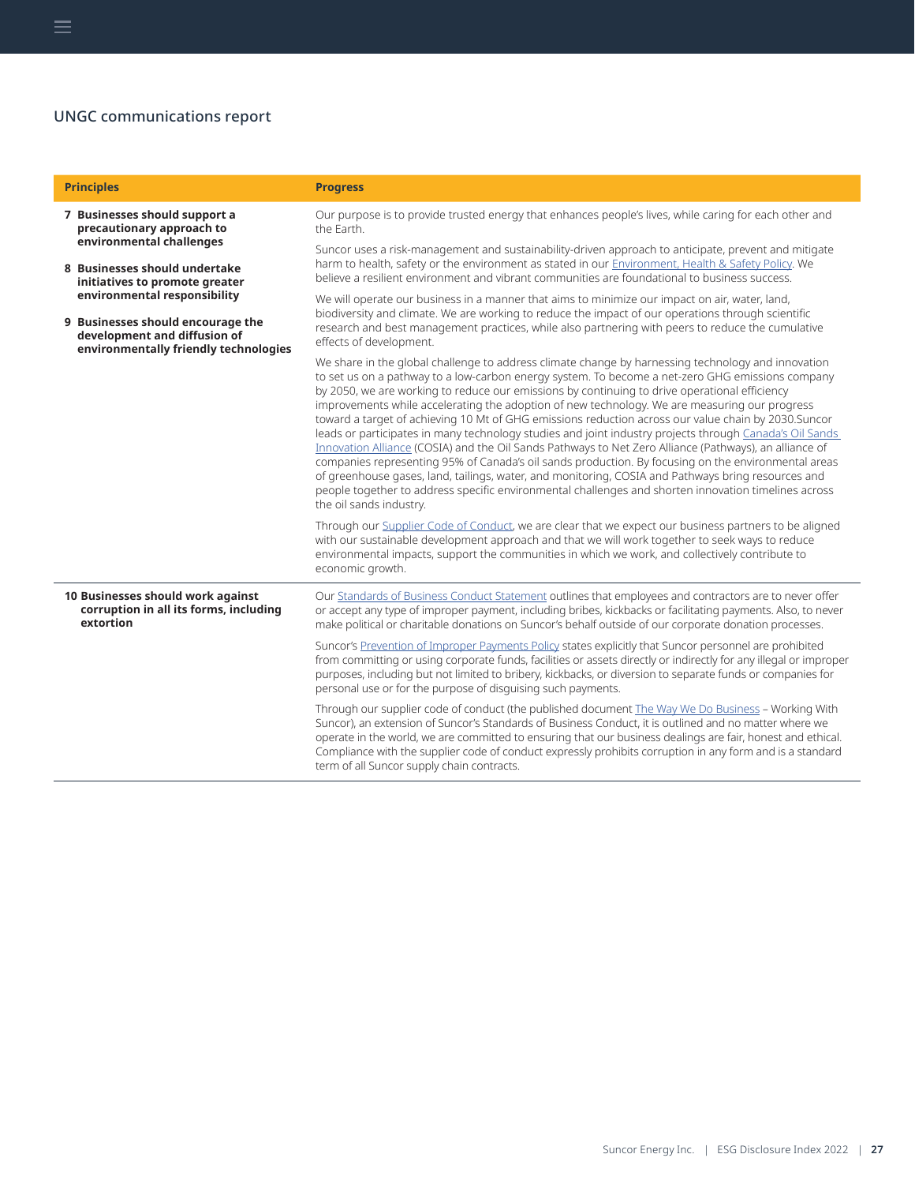## UNGC communications report

| Principles | Progress |
|---|---|
| **7 Businesses should support a precautionary approach to environmental challenges**<br><br>**8 Businesses should undertake initiatives to promote greater environmental responsibility**<br><br>**9 Businesses should encourage the development and diffusion of environmentally friendly technologies** | Our purpose is to provide trusted energy that enhances people's lives, while caring for each other and the Earth.<br><br>Suncor uses a risk-management and sustainability-driven approach to anticipate, prevent and mitigate harm to health, safety or the environment as stated in our Environment, Health & Safety Policy. We believe a resilient environment and vibrant communities are foundational to business success.<br><br>We will operate our business in a manner that aims to minimize our impact on air, water, land, biodiversity and climate. We are working to reduce the impact of our operations through scientific research and best management practices, while also partnering with peers to reduce the cumulative effects of development.<br><br>We share in the global challenge to address climate change by harnessing technology and innovation to set us on a pathway to a low-carbon energy system. To become a net-zero GHG emissions company by 2050, we are working to reduce our emissions by continuing to drive operational efficiency improvements while accelerating the adoption of new technology. We are measuring our progress toward a target of achieving 10 Mt of GHG emissions reduction across our value chain by 2030.Suncor leads or participates in many technology studies and joint industry projects through Canada's Oil Sands Innovation Alliance (COSIA) and the Oil Sands Pathways to Net Zero Alliance (Pathways), an alliance of companies representing 95% of Canada's oil sands production. By focusing on the environmental areas of greenhouse gases, land, tailings, water, and monitoring, COSIA and Pathways bring resources and people together to address specific environmental challenges and shorten innovation timelines across the oil sands industry.<br><br>Through our Supplier Code of Conduct, we are clear that we expect our business partners to be aligned with our sustainable development approach and that we will work together to seek ways to reduce environmental impacts, support the communities in which we work, and collectively contribute to economic growth. |
| **10 Businesses should work against corruption in all its forms, including extortion** | Our Standards of Business Conduct Statement outlines that employees and contractors are to never offer or accept any type of improper payment, including bribes, kickbacks or facilitating payments. Also, to never make political or charitable donations on Suncor's behalf outside of our corporate donation processes.<br><br>Suncor's Prevention of Improper Payments Policy states explicitly that Suncor personnel are prohibited from committing or using corporate funds, facilities or assets directly or indirectly for any illegal or improper purposes, including but not limited to bribery, kickbacks, or diversion to separate funds or companies for personal use or for the purpose of disguising such payments.<br><br>Through our supplier code of conduct (the published document The Way We Do Business – Working With Suncor), an extension of Suncor's Standards of Business Conduct, it is outlined and no matter where we operate in the world, we are committed to ensuring that our business dealings are fair, honest and ethical. Compliance with the supplier code of conduct expressly prohibits corruption in any form and is a standard term of all Suncor supply chain contracts. |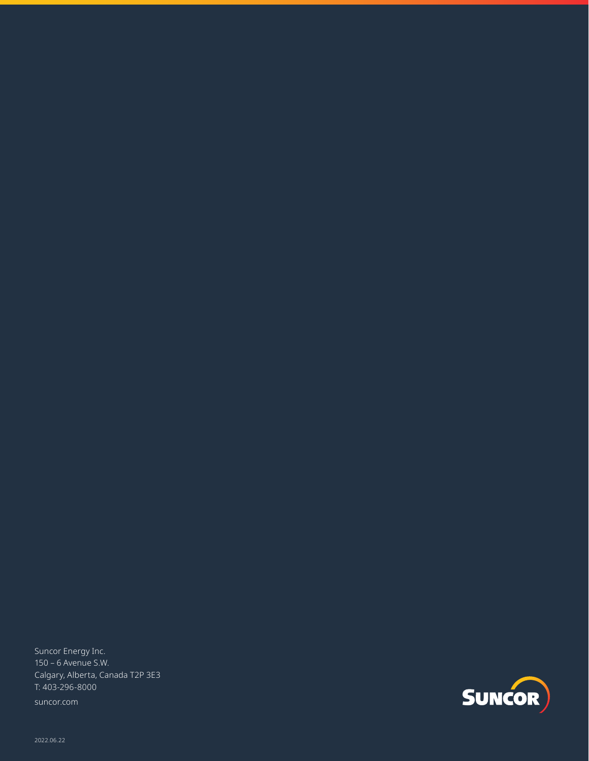Suncor Energy Inc.
150 – 6 Avenue S.W.
Calgary, Alberta, Canada T2P 3E3
T: 403-296-8000

suncor.com

SUNCOR

2022.06.22